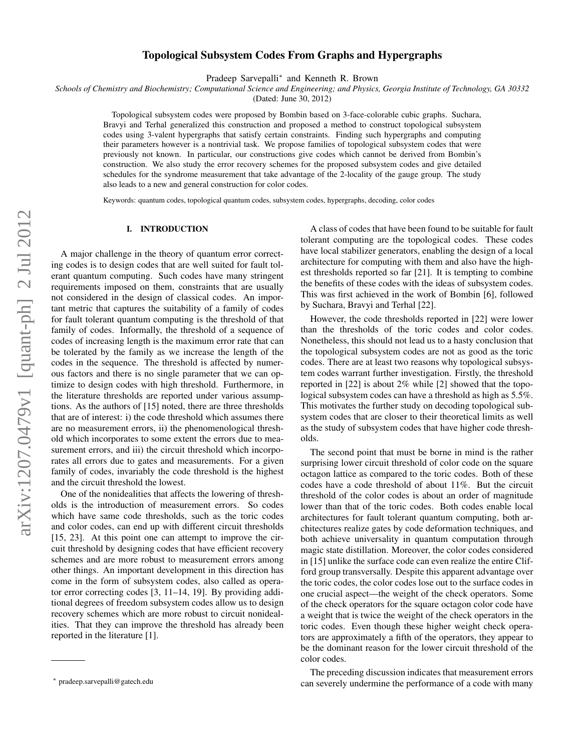# Topological Subsystem Codes From Graphs and Hypergraphs

Pradeep Sarvepalli* and Kenneth R. Brown

*Schools of Chemistry and Biochemistry; Computational Science and Engineering; and Physics, Georgia Institute of Technology, GA 30332*

(Dated: June 30, 2012)

Topological subsystem codes were proposed by Bombin based on 3-face-colorable cubic graphs. Suchara, Bravyi and Terhal generalized this construction and proposed a method to construct topological subsystem codes using 3-valent hypergraphs that satisfy certain constraints. Finding such hypergraphs and computing their parameters however is a nontrivial task. We propose families of topological subsystem codes that were previously not known. In particular, our constructions give codes which cannot be derived from Bombin's construction. We also study the error recovery schemes for the proposed subsystem codes and give detailed schedules for the syndrome measurement that take advantage of the 2-locality of the gauge group. The study also leads to a new and general construction for color codes.

Keywords: quantum codes, topological quantum codes, subsystem codes, hypergraphs, decoding, color codes

## I. INTRODUCTION

A major challenge in the theory of quantum error correcting codes is to design codes that are well suited for fault tolerant quantum computing. Such codes have many stringent requirements imposed on them, constraints that are usually not considered in the design of classical codes. An important metric that captures the suitability of a family of codes for fault tolerant quantum computing is the threshold of that family of codes. Informally, the threshold of a sequence of codes of increasing length is the maximum error rate that can be tolerated by the family as we increase the length of the codes in the sequence. The threshold is affected by numerous factors and there is no single parameter that we can optimize to design codes with high threshold. Furthermore, in the literature thresholds are reported under various assumptions. As the authors of [15] noted, there are three thresholds that are of interest: i) the code threshold which assumes there are no measurement errors, ii) the phenomenological threshold which incorporates to some extent the errors due to measurement errors, and iii) the circuit threshold which incorporates all errors due to gates and measurements. For a given family of codes, invariably the code threshold is the highest and the circuit threshold the lowest.

One of the nonidealities that affects the lowering of thresholds is the introduction of measurement errors. So codes which have same code thresholds, such as the toric codes and color codes, can end up with different circuit thresholds [15, 23]. At this point one can attempt to improve the circuit threshold by designing codes that have efficient recovery schemes and are more robust to measurement errors among other things. An important development in this direction has come in the form of subsystem codes, also called as operator error correcting codes [3, 11–14, 19]. By providing additional degrees of freedom subsystem codes allow us to design recovery schemes which are more robust to circuit nonidealities. That they can improve the threshold has already been reported in the literature [1].

A class of codes that have been found to be suitable for fault tolerant computing are the topological codes. These codes have local stabilizer generators, enabling the design of a local architecture for computing with them and also have the highest thresholds reported so far [21]. It is tempting to combine the benefits of these codes with the ideas of subsystem codes. This was first achieved in the work of Bombin [6], followed by Suchara, Bravyi and Terhal [22].

However, the code thresholds reported in [22] were lower than the thresholds of the toric codes and color codes. Nonetheless, this should not lead us to a hasty conclusion that the topological subsystem codes are not as good as the toric codes. There are at least two reasons why topological subsystem codes warrant further investigation. Firstly, the threshold reported in [22] is about 2% while [2] showed that the topological subsystem codes can have a threshold as high as 5.5%. This motivates the further study on decoding topological subsystem codes that are closer to their theoretical limits as well as the study of subsystem codes that have higher code thresholds.

The second point that must be borne in mind is the rather surprising lower circuit threshold of color code on the square octagon lattice as compared to the toric codes. Both of these codes have a code threshold of about 11%. But the circuit threshold of the color codes is about an order of magnitude lower than that of the toric codes. Both codes enable local architectures for fault tolerant quantum computing, both architectures realize gates by code deformation techniques, and both achieve universality in quantum computation through magic state distillation. Moreover, the color codes considered in [15] unlike the surface code can even realize the entire Clifford group transversally. Despite this apparent advantage over the toric codes, the color codes lose out to the surface codes in one crucial aspect—the weight of the check operators. Some of the check operators for the square octagon color code have a weight that is twice the weight of the check operators in the toric codes. Even though these higher weight check operators are approximately a fifth of the operators, they appear to be the dominant reason for the lower circuit threshold of the color codes.

The preceding discussion indicates that measurement errors can severely undermine the performance of a code with many

* pradeep.sarvepalli@gatech.edu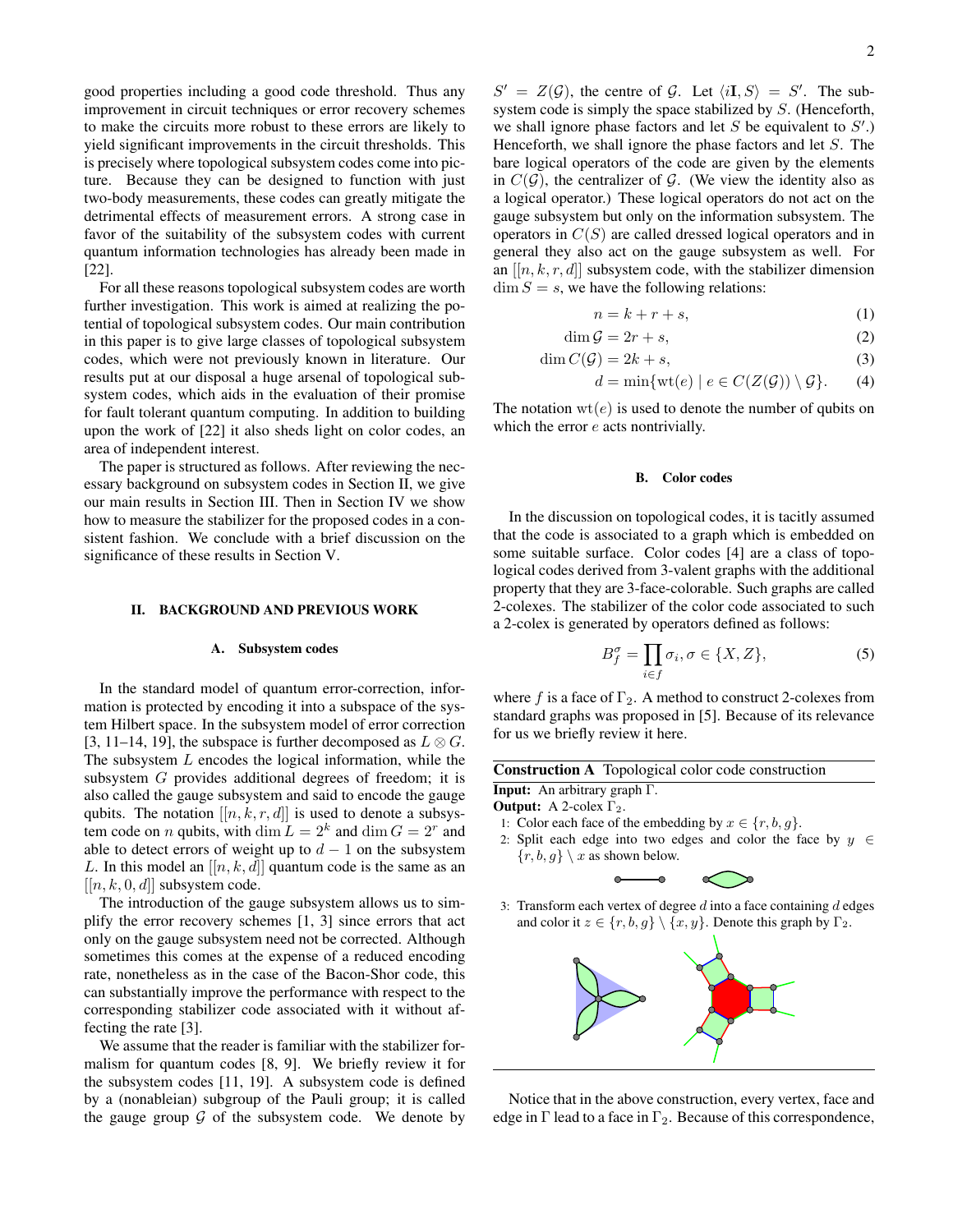good properties including a good code threshold. Thus any improvement in circuit techniques or error recovery schemes to make the circuits more robust to these errors are likely to yield significant improvements in the circuit thresholds. This is precisely where topological subsystem codes come into picture. Because they can be designed to function with just two-body measurements, these codes can greatly mitigate the detrimental effects of measurement errors. A strong case in favor of the suitability of the subsystem codes with current quantum information technologies has already been made in [22].

For all these reasons topological subsystem codes are worth further investigation. This work is aimed at realizing the potential of topological subsystem codes. Our main contribution in this paper is to give large classes of topological subsystem codes, which were not previously known in literature. Our results put at our disposal a huge arsenal of topological subsystem codes, which aids in the evaluation of their promise for fault tolerant quantum computing. In addition to building upon the work of [22] it also sheds light on color codes, an area of independent interest.

The paper is structured as follows. After reviewing the necessary background on subsystem codes in Section II, we give our main results in Section III. Then in Section IV we show how to measure the stabilizer for the proposed codes in a consistent fashion. We conclude with a brief discussion on the significance of these results in Section V.

## II. BACKGROUND AND PREVIOUS WORK

### A. Subsystem codes

In the standard model of quantum error-correction, information is protected by encoding it into a subspace of the system Hilbert space. In the subsystem model of error correction [3, 11–14, 19], the subspace is further decomposed as $L \otimes G$. The subsystem $L$ encodes the logical information, while the subsystem $G$ provides additional degrees of freedom; it is also called the gauge subsystem and said to encode the gauge qubits. The notation $[[n, k, r, d]]$ is used to denote a subsystem code on $n$ qubits, with $\dim L = 2^k$ and $\dim G = 2^r$ and able to detect errors of weight up to $d - 1$ on the subsystem $L$. In this model an $[[n, k, d]]$ quantum code is the same as an $[[n, k, 0, d]]$ subsystem code.

The introduction of the gauge subsystem allows us to simplify the error recovery schemes [1, 3] since errors that act only on the gauge subsystem need not be corrected. Although sometimes this comes at the expense of a reduced encoding rate, nonetheless as in the case of the Bacon-Shor code, this can substantially improve the performance with respect to the corresponding stabilizer code associated with it without affecting the rate [3].

We assume that the reader is familiar with the stabilizer formalism for quantum codes [8, 9]. We briefly review it for the subsystem codes [11, 19]. A subsystem code is defined by a (nonabelian) subgroup of the Pauli group; it is called the gauge group $\mathcal{G}$ of the subsystem code. We denote by $S' = Z(\mathcal{G})$, the centre of $\mathcal{G}$. Let $\langle i\mathbf{I}, S\rangle = S'$. The subsystem code is simply the space stabilized by $S$. (Henceforth, we shall ignore phase factors and let $S$ be equivalent to $S'$.) Henceforth, we shall ignore the phase factors and let $S$. The bare logical operators of the code are given by the elements in $C(\mathcal{G})$, the centralizer of $\mathcal{G}$. (We view the identity also as a logical operator.) These logical operators do not act on the gauge subsystem but only on the information subsystem. The operators in $C(S)$ are called dressed logical operators and in general they also act on the gauge subsystem as well. For an $[[n, k, r, d]]$ subsystem code, with the stabilizer dimension $\dim S = s$, we have the following relations:

$$n = k + r + s, \tag{1}$$

$$\dim \mathcal{G} = 2r + s, \tag{2}$$

$$\dim C(\mathcal{G}) = 2k + s, \tag{3}$$

$$d = \min\{\mathrm{wt}(e) \mid e \in C(Z(\mathcal{G})) \setminus \mathcal{G}\}. \tag{4}$$

The notation $\mathrm{wt}(e)$ is used to denote the number of qubits on which the error $e$ acts nontrivially.

### B. Color codes

In the discussion on topological codes, it is tacitly assumed that the code is associated to a graph which is embedded on some suitable surface. Color codes [4] are a class of topological codes derived from 3-valent graphs with the additional property that they are 3-face-colorable. Such graphs are called 2-colexes. The stabilizer of the color code associated to such a 2-colex is generated by operators defined as follows:

$$B_f^\sigma = \prod_{i \in f} \sigma_i, \sigma \in \{X, Z\}, \tag{5}$$

where $f$ is a face of $\Gamma_2$. A method to construct 2-colexes from standard graphs was proposed in [5]. Because of its relevance for us we briefly review it here.

**Construction A** Topological color code construction

**Input:** An arbitrary graph $\Gamma$.

**Output:** A 2-colex $\Gamma_2$.

1: Color each face of the embedding by $x \in \{r, b, g\}$.

2: Split each edge into two edges and color the face by $y \in \{r, b, g\} \setminus x$ as shown below.

3: Transform each vertex of degree $d$ into a face containing $d$ edges and color it $z \in \{r, b, g\} \setminus \{x, y\}$. Denote this graph by $\Gamma_2$.

Notice that in the above construction, every vertex, face and edge in $\Gamma$ lead to a face in $\Gamma_2$. Because of this correspondence,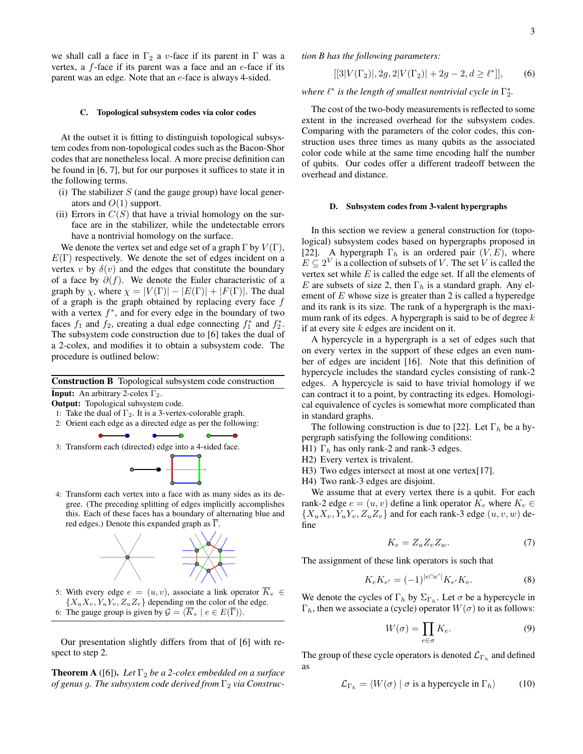we shall call a face in $\Gamma_2$ a $v$-face if its parent in $\Gamma$ was a vertex, a $f$-face if its parent was a face and an $e$-face if its parent was an edge. Note that an $e$-face is always 4-sided.

### C. Topological subsystem codes via color codes

At the outset it is fitting to distinguish topological subsystem codes from non-topological codes such as the Bacon-Shor codes that are nonetheless local. A more precise definition can be found in [6, 7], but for our purposes it suffices to state it in the following terms.

(i) The stabilizer $S$ (and the gauge group) have local generators and $O(1)$ support.

(ii) Errors in $C(S)$ that have a trivial homology on the surface are in the stabilizer, while the undetectable errors have a nontrivial homology on the surface.

We denote the vertex set and edge set of a graph $\Gamma$ by $V(\Gamma)$, $E(\Gamma)$ respectively. We denote the set of edges incident on a vertex $v$ by $\delta(v)$ and the edges that constitute the boundary of a face by $\partial(f)$. We denote the Euler characteristic of a graph by $\chi$, where $\chi = |V(\Gamma)| - |E(\Gamma)| + |F(\Gamma)|$. The dual of a graph is the graph obtained by replacing every face $f$ with a vertex $f^*$, and for every edge in the boundary of two faces $f_1$ and $f_2$, creating a dual edge connecting $f_1^*$ and $f_2^*$. The subsystem code construction due to [6] takes the dual of a 2-colex, and modifies it to obtain a subsystem code. The procedure is outlined below:

**Construction B** Topological subsystem code construction

**Input:** An arbitrary 2-colex $\Gamma_2$.

**Output:** Topological subsystem code.

1: Take the dual of $\Gamma_2$. It is a 3-vertex-colorable graph.

2: Orient each edge as a directed edge as per the following:

3: Transform each (directed) edge into a 4-sided face.

4: Transform each vertex into a face with as many sides as its degree. (The preceding splitting of edges implicitly accomplishes this. Each of these faces has a boundary of alternating blue and red edges.) Denote this expanded graph as $\overline{\Gamma}$.

5: With every edge $e = (u, v)$, associate a link operator $\overline{K}_e \in \{X_uX_v, Y_uY_v, Z_uZ_v\}$ depending on the color of the edge.

6: The gauge group is given by $\mathcal{G} = \langle \overline{K}_e \mid e \in E(\overline{\Gamma})\rangle$.

Our presentation slightly differs from that of [6] with respect to step 2.

**Theorem A** ([6]). *Let $\Gamma_2$ be a 2-colex embedded on a surface of genus $g$. The subsystem code derived from $\Gamma_2$ via Construction B has the following parameters:*

$$[[3|V(\Gamma_2)|, 2g, 2|V(\Gamma_2)| + 2g - 2, d \geq \ell^*]], \tag{6}$$

*where $\ell^*$ is the length of smallest nontrivial cycle in $\Gamma_2^*$.*

The cost of the two-body measurements is reflected to some extent in the increased overhead for the subsystem codes. Comparing with the parameters of the color codes, this construction uses three times as many qubits as the associated color code while at the same time encoding half the number of qubits. Our codes offer a different tradeoff between the overhead and distance.

### D. Subsystem codes from 3-valent hypergraphs

In this section we review a general construction for (topological) subsystem codes based on hypergraphs proposed in [22]. A hypergraph $\Gamma_h$ is an ordered pair $(V, E)$, where $E \subseteq 2^V$ is a collection of subsets of $V$. The set $V$ is called the vertex set while $E$ is called the edge set. If all the elements of $E$ are subsets of size 2, then $\Gamma_h$ is a standard graph. Any element of $E$ whose size is greater than 2 is called a hyperedge and its rank is its size. The rank of a hypergraph is the maximum rank of its edges. A hypergraph is said to be of degree $k$ if at every site $k$ edges are incident on it.

A hypercycle in a hypergraph is a set of edges such that on every vertex in the support of these edges an even number of edges are incident [16]. Note that this definition of hypercycle includes the standard cycles consisting of rank-2 edges. A hypercycle is said to have trivial homology if we can contract it to a point, by contracting its edges. Homological equivalence of cycles is somewhat more complicated than in standard graphs.

The following construction is due to [22]. Let $\Gamma_h$ be a hypergraph satisfying the following conditions:

H1) $\Gamma_h$ has only rank-2 and rank-3 edges.

H2) Every vertex is trivalent.

H3) Two edges intersect at most at one vertex[17].

H4) Two rank-3 edges are disjoint.

We assume that at every vertex there is a qubit. For each rank-2 edge $e = (u, v)$ define a link operator $K_e$ where $K_e \in \{X_uX_v, Y_uY_v, Z_uZ_v\}$ and for each rank-3 edge $(u, v, w)$ define

$$K_e = Z_uZ_vZ_w. \tag{7}$$

The assignment of these link operators is such that

$$K_eK_{e'} = (-1)^{|e\cap e'|}K_{e'}K_e. \tag{8}$$

We denote the cycles of $\Gamma_h$ by $\Sigma_{\Gamma_h}$. Let $\sigma$ be a hypercycle in $\Gamma_h$, then we associate a (cycle) operator $W(\sigma)$ to it as follows:

$$W(\sigma) = \prod_{e\in\sigma} K_e. \tag{9}$$

The group of these cycle operators is denoted $\mathcal{L}_{\Gamma_h}$ and defined as

$$\mathcal{L}_{\Gamma_h} = \langle W(\sigma) \mid \sigma \text{ is a hypercycle in } \Gamma_h\rangle \tag{10}$$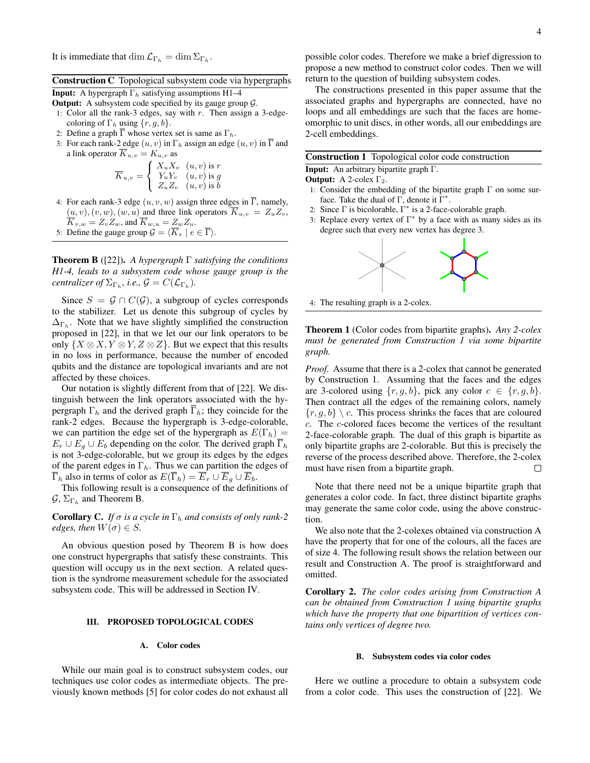It is immediate that $\dim \mathcal{L}_{\Gamma_h} = \dim \Sigma_{\Gamma_h}$.

**Construction C** Topological subsystem code via hypergraphs

**Input:** A hypergraph $\Gamma_h$ satisfying assumptions H1–4

**Output:** A subsystem code specified by its gauge group $\mathcal{G}$.

1: Color all the rank-3 edges, say with $r$. Then assign a 3-edge-coloring of $\Gamma_h$ using $\{r, g, b\}$.

2: Define a graph $\overline{\Gamma}$ whose vertex set is same as $\Gamma_h$.

3: For each rank-2 edge $(u, v)$ in $\Gamma_h$ assign an edge $(u, v)$ in $\overline{\Gamma}$ and a link operator $\overline{K}_{u,v} = K_{u,v}$ as

$$\overline{K}_{u,v} = \begin{cases} X_u X_v & (u,v) \text{ is } r \\ Y_u Y_v & (u,v) \text{ is } g \\ Z_u Z_v & (u,v) \text{ is } b \end{cases}$$

4: For each rank-3 edge $(u, v, w)$ assign three edges in $\overline{\Gamma}$, namely, $(u, v), (v, w), (w, u)$ and three link operators $\overline{K}_{u,v} = Z_u Z_v$, $\overline{K}_{v,w} = Z_v Z_w$, and $\overline{K}_{w,u} = Z_w Z_u$.

5: Define the gauge group $\mathcal{G} = \langle \overline{K}_e \mid e \in \overline{\Gamma} \rangle$.

**Theorem B** ([22]). *A hypergraph $\Gamma$ satisfying the conditions H1-4, leads to a subsystem code whose gauge group is the centralizer of $\Sigma_{\Gamma_h}$, i.e., $\mathcal{G} = C(\mathcal{L}_{\Gamma_h})$.*

Since $S = \mathcal{G} \cap C(\mathcal{G})$, a subgroup of cycles corresponds to the stabilizer. Let us denote this subgroup of cycles by $\Delta_{\Gamma_h}$. Note that we have slightly simplified the construction proposed in [22], in that we let our our link operators to be only $\{X \otimes X, Y \otimes Y, Z \otimes Z\}$. But we expect that this results in no loss in performance, because the number of encoded qubits and the distance are topological invariants and are not affected by these choices.

Our notation is slightly different from that of [22]. We distinguish between the link operators associated with the hypergraph $\Gamma_h$ and the derived graph $\overline{\Gamma}_h$; they coincide for the rank-2 edges. Because the hypergraph is 3-edge-colorable, we can partition the edge set of the hypergraph as $E(\Gamma_h) = E_r \cup E_g \cup E_b$ depending on the color. The derived graph $\overline{\Gamma}_h$ is not 3-edge-colorable, but we group its edges by the edges of the parent edges in $\Gamma_h$. Thus we can partition the edges of $\overline{\Gamma}_h$ also in terms of color as $E(\overline{\Gamma}_h) = \overline{E}_r \cup \overline{E}_g \cup \overline{E}_b$.

This following result is a consequence of the definitions of $\mathcal{G}$, $\Sigma_{\Gamma_h}$ and Theorem B.

**Corollary C.** *If $\sigma$ is a cycle in $\Gamma_h$ and consists of only rank-2 edges, then $W(\sigma) \in S$.*

An obvious question posed by Theorem B is how does one construct hypergraphs that satisfy these constraints. This question will occupy us in the next section. A related question is the syndrome measurement schedule for the associated subsystem code. This will be addressed in Section IV.

## III. PROPOSED TOPOLOGICAL CODES

### A. Color codes

While our main goal is to construct subsystem codes, our techniques use color codes as intermediate objects. The previously known methods [5] for color codes do not exhaust all possible color codes. Therefore we make a brief digression to propose a new method to construct color codes. Then we will return to the question of building subsystem codes.

The constructions presented in this paper assume that the associated graphs and hypergraphs are connected, have no loops and all embeddings are such that the faces are homeomorphic to unit discs, in other words, all our embeddings are 2-cell embeddings.

**Construction 1** Topological color code construction

**Input:** An arbitrary bipartite graph $\Gamma$.

**Output:** A 2-colex $\Gamma_2$.

1: Consider the embedding of the bipartite graph $\Gamma$ on some surface. Take the dual of $\Gamma$, denote it $\Gamma^*$.

2: Since $\Gamma$ is bicolorable, $\Gamma^*$ is a 2-face-colorable graph.

3: Replace every vertex of $\Gamma^*$ by a face with as many sides as its degree such that every new vertex has degree 3.

4: The resulting graph is a 2-colex.

**Theorem 1** (Color codes from bipartite graphs). *Any 2-colex must be generated from Construction 1 via some bipartite graph.*

*Proof.* Assume that there is a 2-colex that cannot be generated by Construction 1. Assuming that the faces and the edges are 3-colored using $\{r, g, b\}$, pick any color $c \in \{r, g, b\}$. Then contract all the edges of the remaining colors, namely $\{r, g, b\} \setminus c$. This process shrinks the faces that are coloured $c$. The $c$-colored faces become the vertices of the resultant 2-face-colorable graph. The dual of this graph is bipartite as only bipartite graphs are 2-colorable. But this is precisely the reverse of the process described above. Therefore, the 2-colex must have risen from a bipartite graph. □

Note that there need not be a unique bipartite graph that generates a color code. In fact, three distinct bipartite graphs may generate the same color code, using the above construction.

We also note that the 2-colexes obtained via construction A have the property that for one of the colours, all the faces are of size 4. The following result shows the relation between our result and Construction A. The proof is straightforward and omitted.

**Corollary 2.** *The color codes arising from Construction A can be obtained from Construction 1 using bipartite graphs which have the property that one bipartition of vertices contains only vertices of degree two.*

### B. Subsystem codes via color codes

Here we outline a procedure to obtain a subsystem code from a color code. This uses the construction of [22]. We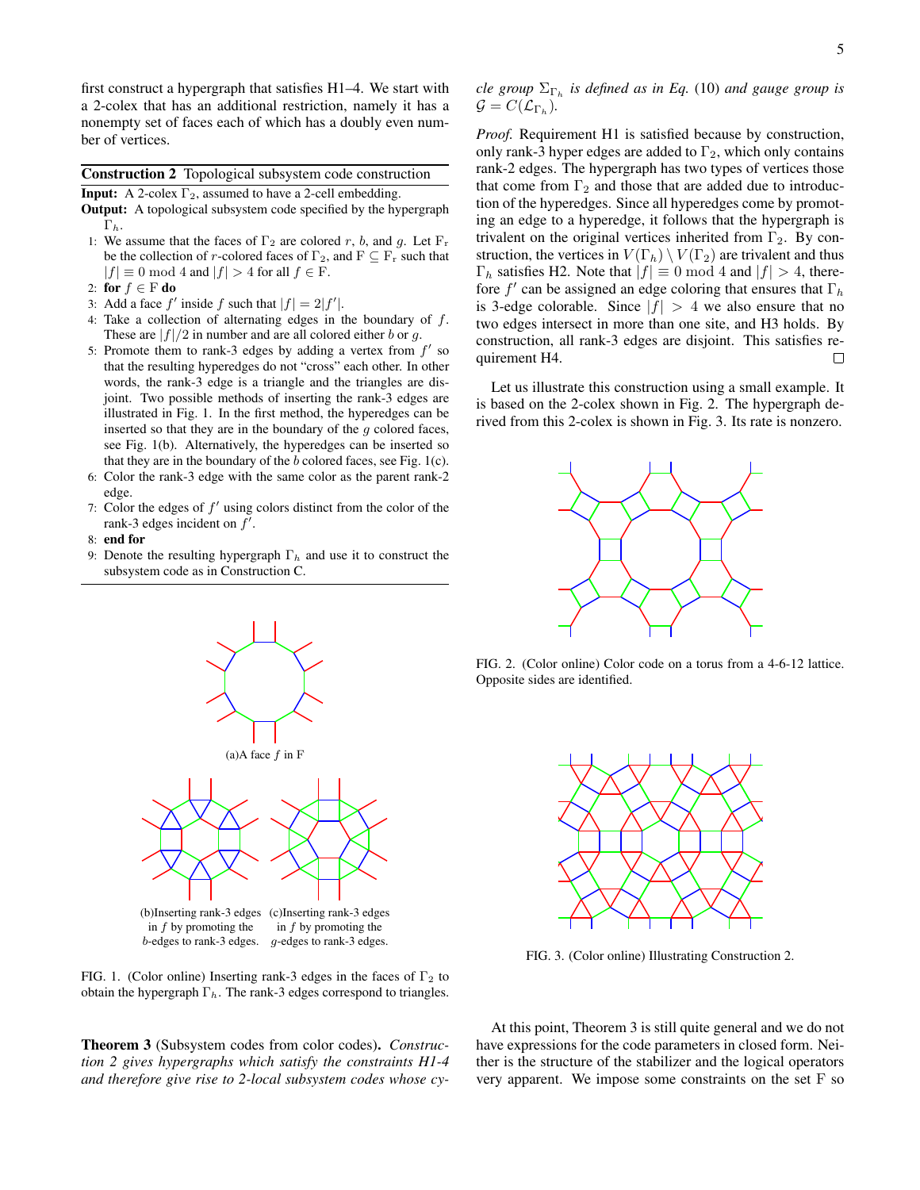first construct a hypergraph that satisfies H1–4. We start with a 2-colex that has an additional restriction, namely it has a nonempty set of faces each of which has a doubly even number of vertices.

**Construction 2** Topological subsystem code construction

**Input:** A 2-colex $\Gamma_2$, assumed to have a 2-cell embedding.

**Output:** A topological subsystem code specified by the hypergraph $\Gamma_h$.

1: We assume that the faces of $\Gamma_2$ are colored $r$, $b$, and $g$. Let $\mathrm{F_r}$ be the collection of $r$-colored faces of $\Gamma_2$, and $\mathrm{F} \subseteq \mathrm{F_r}$ such that $|f| \equiv 0 \bmod 4$ and $|f| > 4$ for all $f \in \mathrm{F}$.

2: **for** $f \in \mathrm{F}$ **do**

3: Add a face $f'$ inside $f$ such that $|f| = 2|f'|$.

4: Take a collection of alternating edges in the boundary of $f$. These are $|f|/2$ in number and are all colored either $b$ or $g$.

5: Promote them to rank-3 edges by adding a vertex from $f'$ so that the resulting hyperedges do not "cross" each other. In other words, the rank-3 edge is a triangle and the triangles are disjoint. Two possible methods of inserting the rank-3 edges are illustrated in Fig. 1. In the first method, the hyperedges can be inserted so that they are in the boundary of the $g$ colored faces, see Fig. 1(b). Alternatively, the hyperedges can be inserted so that they are in the boundary of the $b$ colored faces, see Fig. 1(c).

6: Color the rank-3 edge with the same color as the parent rank-2 edge.

7: Color the edges of $f'$ using colors distinct from the color of the rank-3 edges incident on $f'$.

8: **end for**

9: Denote the resulting hypergraph $\Gamma_h$ and use it to construct the subsystem code as in Construction C.

(a)A face $f$ in F

(b)Inserting rank-3 edges in $f$ by promoting the $b$-edges to rank-3 edges.

(c)Inserting rank-3 edges in $f$ by promoting the $g$-edges to rank-3 edges.

FIG. 1. (Color online) Inserting rank-3 edges in the faces of $\Gamma_2$ to obtain the hypergraph $\Gamma_h$. The rank-3 edges correspond to triangles.

**Theorem 3** (Subsystem codes from color codes)**.** *Construction 2 gives hypergraphs which satisfy the constraints H1-4 and therefore give rise to 2-local subsystem codes whose cycle group $\Sigma_{\Gamma_h}$ is defined as in Eq.* (10) *and gauge group is $\mathcal{G} = C(\mathcal{L}_{\Gamma_h})$.*

*Proof.* Requirement H1 is satisfied because by construction, only rank-3 hyper edges are added to $\Gamma_2$, which only contains rank-2 edges. The hypergraph has two types of vertices those that come from $\Gamma_2$ and those that are added due to introduction of the hyperedges. Since all hyperedges come by promoting an edge to a hyperedge, it follows that the hypergraph is trivalent on the original vertices inherited from $\Gamma_2$. By construction, the vertices in $V(\Gamma_h) \setminus V(\Gamma_2)$ are trivalent and thus $\Gamma_h$ satisfies H2. Note that $|f| \equiv 0 \bmod 4$ and $|f| > 4$, therefore $f'$ can be assigned an edge coloring that ensures that $\Gamma_h$ is 3-edge colorable. Since $|f| > 4$ we also ensure that no two edges intersect in more than one site, and H3 holds. By construction, all rank-3 edges are disjoint. This satisfies requirement H4. □

Let us illustrate this construction using a small example. It is based on the 2-colex shown in Fig. 2. The hypergraph derived from this 2-colex is shown in Fig. 3. Its rate is nonzero.

FIG. 2. (Color online) Color code on a torus from a 4-6-12 lattice. Opposite sides are identified.

FIG. 3. (Color online) Illustrating Construction 2.

At this point, Theorem 3 is still quite general and we do not have expressions for the code parameters in closed form. Neither is the structure of the stabilizer and the logical operators very apparent. We impose some constraints on the set F so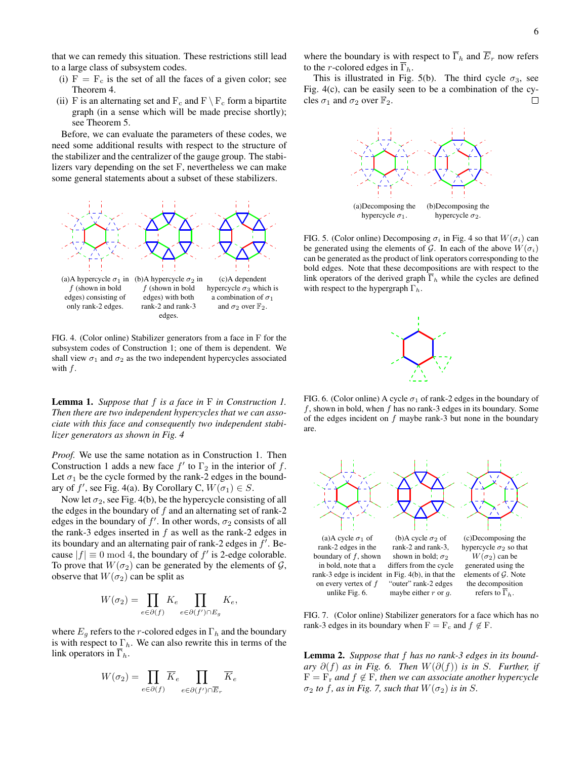that we can remedy this situation. These restrictions still lead to a large class of subsystem codes.

(i) $\mathrm{F} = \mathrm{F}_c$ is the set of all the faces of a given color; see Theorem 4.

(ii) F is an alternating set and $\mathrm{F}_c$ and $\mathrm{F} \setminus \mathrm{F}_c$ form a bipartite graph (in a sense which will be made precise shortly); see Theorem 5.

Before, we can evaluate the parameters of these codes, we need some additional results with respect to the structure of the stabilizer and the centralizer of the gauge group. The stabilizers vary depending on the set F, nevertheless we can make some general statements about a subset of these stabilizers.

(a)A hypercycle $\sigma_1$ in $f$ (shown in bold edges) consisting of only rank-2 edges.

(b)A hypercycle $\sigma_2$ in $f$ (shown in bold edges) with both rank-2 and rank-3 edges.

(c)A dependent hypercycle $\sigma_3$ which is a combination of $\sigma_1$ and $\sigma_2$ over $\mathbb{F}_2$.

FIG. 4. (Color online) Stabilizer generators from a face in F for the subsystem codes of Construction 1; one of them is dependent. We shall view $\sigma_1$ and $\sigma_2$ as the two independent hypercycles associated with $f$.

**Lemma 1.** *Suppose that $f$ is a face in F in Construction 1. Then there are two independent hypercycles that we can associate with this face and consequently two independent stabilizer generators as shown in Fig. 4*

*Proof.* We use the same notation as in Construction 1. Then Construction 1 adds a new face $f'$ to $\Gamma_2$ in the interior of $f$. Let $\sigma_1$ be the cycle formed by the rank-2 edges in the boundary of $f'$, see Fig. 4(a). By Corollary C, $W(\sigma_1) \in S$.

Now let $\sigma_2$, see Fig. 4(b), be the hypercycle consisting of all the edges in the boundary of $f$ and an alternating set of rank-2 edges in the boundary of $f'$. In other words, $\sigma_2$ consists of all the rank-3 edges inserted in $f$ as well as the rank-2 edges in its boundary and an alternating pair of rank-2 edges in $f'$. Because $|f| \equiv 0 \bmod 4$, the boundary of $f'$ is 2-edge colorable. To prove that $W(\sigma_2)$ can be generated by the elements of $\mathcal{G}$, observe that $W(\sigma_2)$ can be split as

$$W(\sigma_2) = \prod_{e\in\partial(f)} K_e \prod_{e\in\partial(f')\cap E_g} K_e,$$

where $E_g$ refers to the $r$-colored edges in $\Gamma_h$ and the boundary is with respect to $\Gamma_h$. We can also rewrite this in terms of the link operators in $\overline{\Gamma}_h$.

$$W(\sigma_2) = \prod_{e\in\partial(f)} \overline{K}_e \prod_{e\in\partial(f')\cap \overline{E}_r} \overline{K}_e$$

where the boundary is with respect to $\overline{\Gamma}_h$ and $\overline{E}_r$ now refers to the $r$-colored edges in $\overline{\Gamma}_h$.

This is illustrated in Fig. 5(b). The third cycle $\sigma_3$, see Fig. 4(c), can be easily seen to be a combination of the cycles $\sigma_1$ and $\sigma_2$ over $\mathbb{F}_2$. □

(a)Decomposing the hypercycle $\sigma_1$.

(b)Decomposing the hypercycle $\sigma_2$.

FIG. 5. (Color online) Decomposing $\sigma_i$ in Fig. 4 so that $W(\sigma_i)$ can be generated using the elements of $\mathcal{G}$. In each of the above $W(\sigma_i)$ can be generated as the product of link operators corresponding to the bold edges. Note that these decompositions are with respect to the link operators of the derived graph $\overline{\Gamma}_h$ while the cycles are defined with respect to the hypergraph $\Gamma_h$.

FIG. 6. (Color online) A cycle $\sigma_1$ of rank-2 edges in the boundary of $f$, shown in bold, when $f$ has no rank-3 edges in its boundary. Some of the edges incident on $f$ maybe rank-3 but none in the boundary are.

(a)A cycle $\sigma_1$ of rank-2 edges in the boundary of $f$, shown in bold, note that a rank-3 edge is incident on every vertex of $f$ unlike Fig. 6.

(b)A cycle $\sigma_2$ of rank-2 and rank-3, shown in bold; $\sigma_2$ differs from the cycle in Fig. 4(b), in that the "outer" rank-2 edges maybe either $r$ or $g$.

(c)Decomposing the hypercycle $\sigma_2$ so that $W(\sigma_2)$ can be generated using the elements of $\mathcal{G}$. Note the decomposition refers to $\overline{\Gamma}_h$.

FIG. 7. (Color online) Stabilizer generators for a face which has no rank-3 edges in its boundary when $\mathrm{F} = \mathrm{F}_c$ and $f \notin \mathrm{F}$.

**Lemma 2.** *Suppose that $f$ has no rank-3 edges in its boundary $\partial(f)$ as in Fig. 6. Then $W(\partial(f))$ is in $S$. Further, if $\mathrm{F} = \mathrm{F}_r$ and $f \notin \mathrm{F}$, then we can associate another hypercycle $\sigma_2$ to $f$, as in Fig. 7, such that $W(\sigma_2)$ is in $S$.*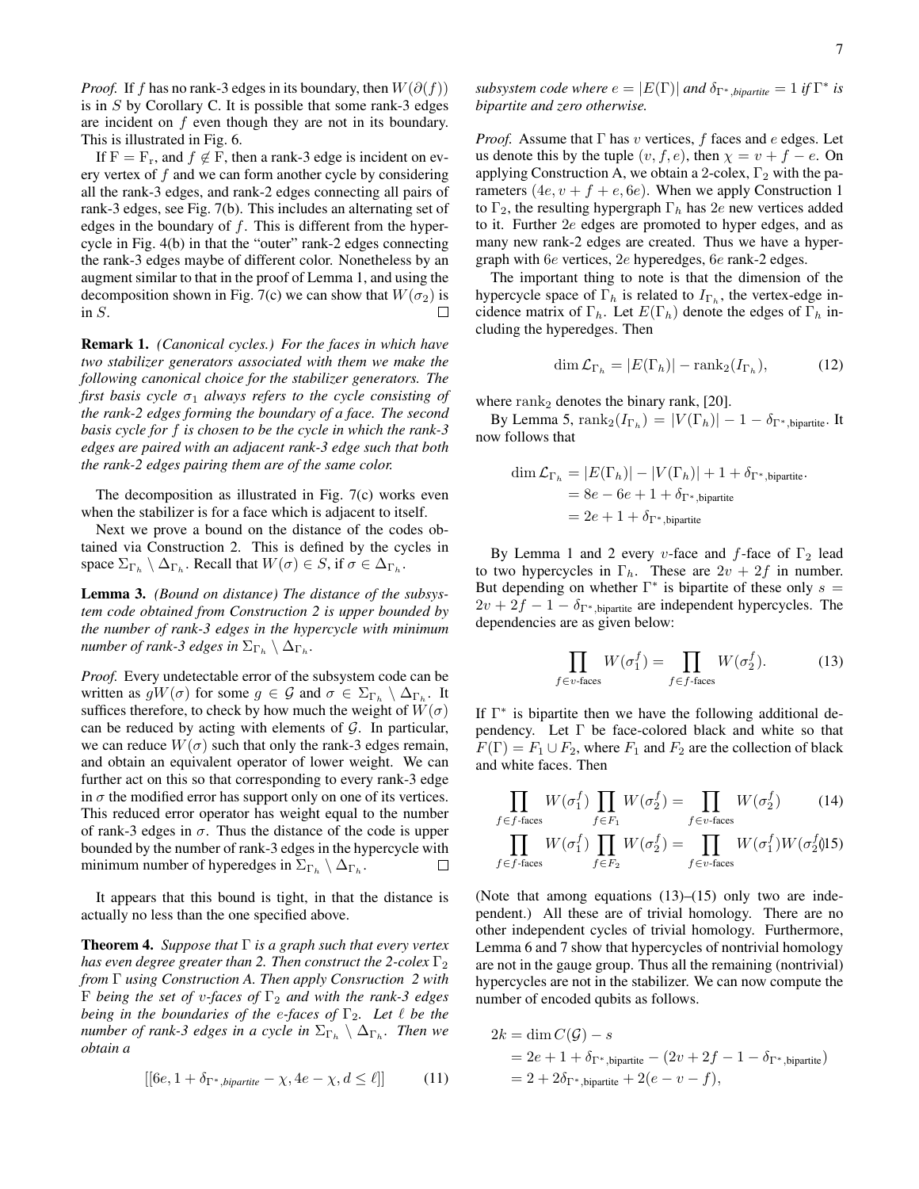*Proof.* If $f$ has no rank-3 edges in its boundary, then $W(\partial(f))$ is in $S$ by Corollary C. It is possible that some rank-3 edges are incident on $f$ even though they are not in its boundary. This is illustrated in Fig. 6.

If $\mathrm{F} = \mathrm{F}_\mathrm{r}$, and $f \not\in \mathrm{F}$, then a rank-3 edge is incident on every vertex of $f$ and we can form another cycle by considering all the rank-3 edges, and rank-2 edges connecting all pairs of rank-3 edges, see Fig. 7(b). This includes an alternating set of edges in the boundary of $f$. This is different from the hypercycle in Fig. 4(b) in that the "outer" rank-2 edges connecting the rank-3 edges maybe of different color. Nonetheless by an augment similar to that in the proof of Lemma 1, and using the decomposition shown in Fig. 7(c) we can show that $W(\sigma_2)$ is in $S$. □

**Remark 1.** *(Canonical cycles.) For the faces in which have two stabilizer generators associated with them we make the following canonical choice for the stabilizer generators. The first basis cycle $\sigma_1$ always refers to the cycle consisting of the rank-2 edges forming the boundary of a face. The second basis cycle for $f$ is chosen to be the cycle in which the rank-3 edges are paired with an adjacent rank-3 edge such that both the rank-2 edges pairing them are of the same color.*

The decomposition as illustrated in Fig. 7(c) works even when the stabilizer is for a face which is adjacent to itself.

Next we prove a bound on the distance of the codes obtained via Construction 2. This is defined by the cycles in space $\Sigma_{\Gamma_h} \setminus \Delta_{\Gamma_h}$. Recall that $W(\sigma) \in S$, if $\sigma \in \Delta_{\Gamma_h}$.

**Lemma 3.** *(Bound on distance) The distance of the subsystem code obtained from Construction 2 is upper bounded by the number of rank-3 edges in the hypercycle with minimum number of rank-3 edges in $\Sigma_{\Gamma_h} \setminus \Delta_{\Gamma_h}$.*

*Proof.* Every undetectable error of the subsystem code can be written as $gW(\sigma)$ for some $g \in \mathcal{G}$ and $\sigma \in \Sigma_{\Gamma_h} \setminus \Delta_{\Gamma_h}$. It suffices therefore, to check by how much the weight of $W(\sigma)$ can be reduced by acting with elements of $\mathcal{G}$. In particular, we can reduce $W(\sigma)$ such that only the rank-3 edges remain, and obtain an equivalent operator of lower weight. We can further act on this so that corresponding to every rank-3 edge in $\sigma$ the modified error has support only on one of its vertices. This reduced error operator has weight equal to the number of rank-3 edges in $\sigma$. Thus the distance of the code is upper bounded by the number of rank-3 edges in the hypercycle with minimum number of hyperedges in $\Sigma_{\Gamma_h} \setminus \Delta_{\Gamma_h}$. □

It appears that this bound is tight, in that the distance is actually no less than the one specified above.

**Theorem 4.** *Suppose that $\Gamma$ is a graph such that every vertex has even degree greater than 2. Then construct the 2-colex $\Gamma_2$ from $\Gamma$ using Construction A. Then apply Consruction 2 with $\mathrm{F}$ being the set of $v$-faces of $\Gamma_2$ and with the rank-3 edges being in the boundaries of the $e$-faces of $\Gamma_2$. Let $\ell$ be the number of rank-3 edges in a cycle in $\Sigma_{\Gamma_h} \setminus \Delta_{\Gamma_h}$. Then we obtain a*

$$[[6e, 1 + \delta_{\Gamma^*,\text{bipartite}} - \chi, 4e - \chi, d \leq \ell]] \tag{11}$$

*subsystem code where $e = |E(\Gamma)|$ and $\delta_{\Gamma^*,\text{bipartite}} = 1$ if $\Gamma^*$ is bipartite and zero otherwise.*

*Proof.* Assume that $\Gamma$ has $v$ vertices, $f$ faces and $e$ edges. Let us denote this by the tuple $(v, f, e)$, then $\chi = v + f - e$. On applying Construction A, we obtain a 2-colex, $\Gamma_2$ with the parameters $(4e, v + f + e, 6e)$. When we apply Construction 1 to $\Gamma_2$, the resulting hypergraph $\Gamma_h$ has $2e$ new vertices added to it. Further $2e$ edges are promoted to hyper edges, and as many new rank-2 edges are created. Thus we have a hypergraph with $6e$ vertices, $2e$ hyperedges, $6e$ rank-2 edges.

The important thing to note is that the dimension of the hypercycle space of $\Gamma_h$ is related to $I_{\Gamma_h}$, the vertex-edge incidence matrix of $\Gamma_h$. Let $E(\Gamma_h)$ denote the edges of $\Gamma_h$ including the hyperedges. Then

$$\dim \mathcal{L}_{\Gamma_h} = |E(\Gamma_h)| - \mathrm{rank}_2(I_{\Gamma_h}), \tag{12}$$

where $\mathrm{rank}_2$ denotes the binary rank, [20].

By Lemma 5, $\mathrm{rank}_2(I_{\Gamma_h}) = |V(\Gamma_h)| - 1 - \delta_{\Gamma^*,\text{bipartite}}$. It now follows that

$$\begin{aligned}
\dim \mathcal{L}_{\Gamma_h} &= |E(\Gamma_h)| - |V(\Gamma_h)| + 1 + \delta_{\Gamma^*,\text{bipartite}}. \\
&= 8e - 6e + 1 + \delta_{\Gamma^*,\text{bipartite}} \\
&= 2e + 1 + \delta_{\Gamma^*,\text{bipartite}}
\end{aligned}$$

By Lemma 1 and 2 every $v$-face and $f$-face of $\Gamma_2$ lead to two hypercycles in $\Gamma_h$. These are $2v + 2f$ in number. But depending on whether $\Gamma^*$ is bipartite of these only $s = 2v + 2f - 1 - \delta_{\Gamma^*,\text{bipartite}}$ are independent hypercycles. The dependencies are as given below:

$$\prod_{f \in v\text{-faces}} W(\sigma_1^f) = \prod_{f \in f\text{-faces}} W(\sigma_2^f). \tag{13}$$

If $\Gamma^*$ is bipartite then we have the following additional dependency. Let $\Gamma$ be face-colored black and white so that $F(\Gamma) = F_1 \cup F_2$, where $F_1$ and $F_2$ are the collection of black and white faces. Then

$$\prod_{f \in f\text{-faces}} W(\sigma_1^f) \prod_{f \in F_1} W(\sigma_2^f) = \prod_{f \in v\text{-faces}} W(\sigma_2^f) \tag{14}$$

$$\prod_{f \in f\text{-faces}} W(\sigma_1^f) \prod_{f \in F_2} W(\sigma_2^f) = \prod_{f \in v\text{-faces}} W(\sigma_1^f) W(\sigma_2^f) \tag{15}$$

(Note that among equations (13)–(15) only two are independent.) All these are of trivial homology. There are no other independent cycles of trivial homology. Furthermore, Lemma 6 and 7 show that hypercycles of nontrivial homology are not in the gauge group. Thus all the remaining (nontrivial) hypercycles are not in the stabilizer. We can now compute the number of encoded qubits as follows.

$$\begin{aligned}
2k &= \dim C(\mathcal{G}) - s \\
&= 2e + 1 + \delta_{\Gamma^*,\text{bipartite}} - (2v + 2f - 1 - \delta_{\Gamma^*,\text{bipartite}}) \\
&= 2 + 2\delta_{\Gamma^*,\text{bipartite}} + 2(e - v - f),
\end{aligned}$$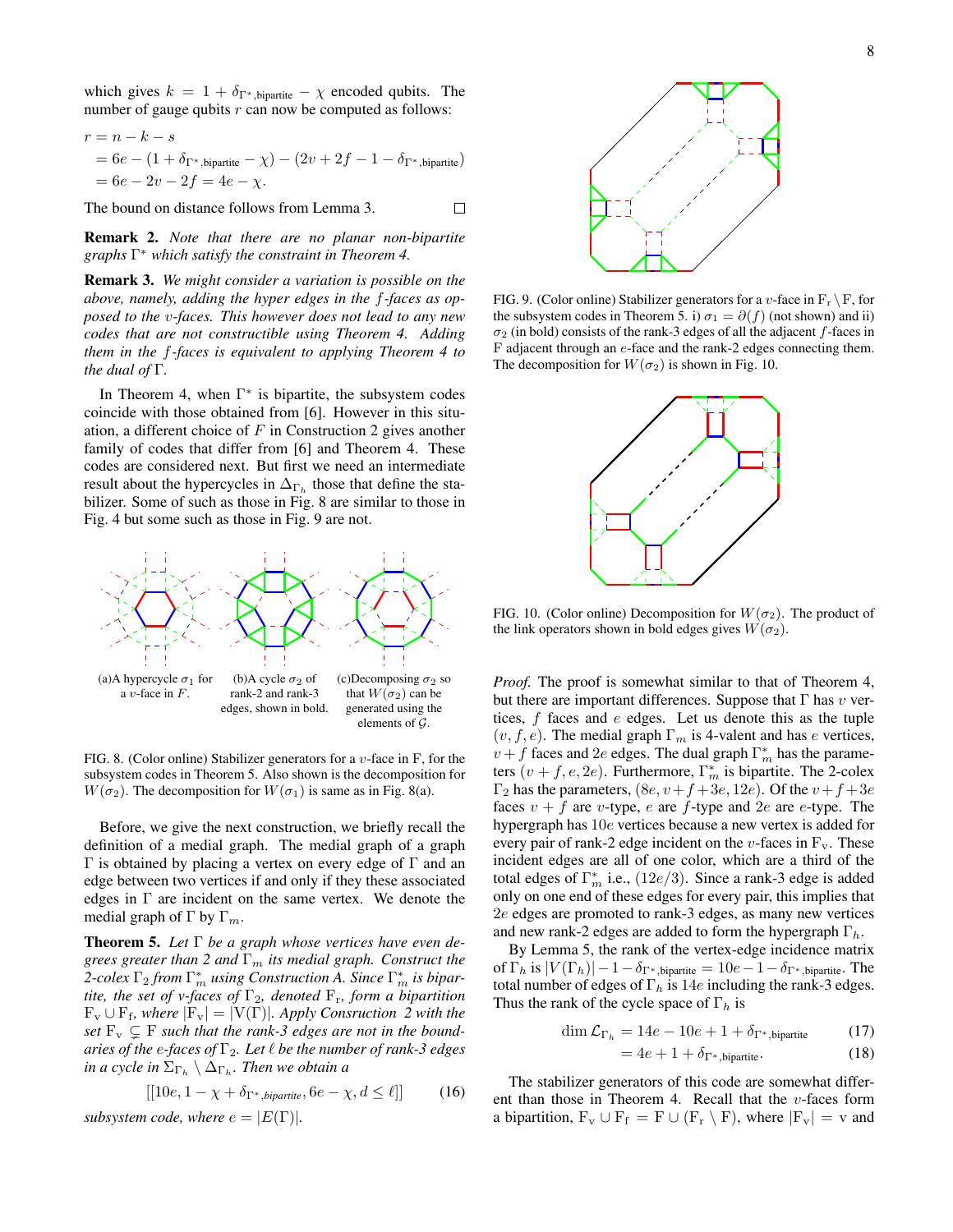which gives $k = 1 + \delta_{\Gamma^*,\text{bipartite}} - \chi$ encoded qubits. The number of gauge qubits $r$ can now be computed as follows:

$$
\begin{aligned}
r &= n - k - s \\
&= 6e - (1 + \delta_{\Gamma^*,\text{bipartite}} - \chi) - (2v + 2f - 1 - \delta_{\Gamma^*,\text{bipartite}}) \\
&= 6e - 2v - 2f = 4e - \chi.
\end{aligned}
$$

The bound on distance follows from Lemma 3. □

**Remark 2.** *Note that there are no planar non-bipartite graphs $\Gamma^*$ which satisfy the constraint in Theorem 4.*

**Remark 3.** *We might consider a variation is possible on the above, namely, adding the hyper edges in the $f$-faces as opposed to the $v$-faces. This however does not lead to any new codes that are not constructible using Theorem 4. Adding them in the $f$-faces is equivalent to applying Theorem 4 to the dual of $\Gamma$.*

In Theorem 4, when $\Gamma^*$ is bipartite, the subsystem codes coincide with those obtained from [6]. However in this situation, a different choice of $F$ in Construction 2 gives another family of codes that differ from [6] and Theorem 4. These codes are considered next. But first we need an intermediate result about the hypercycles in $\Delta_{\Gamma_h}$ those that define the stabilizer. Some of such as those in Fig. 8 are similar to those in Fig. 4 but some such as those in Fig. 9 are not.

(a)A hypercycle $\sigma_1$ for a $v$-face in $F$.

(b)A cycle $\sigma_2$ of rank-2 and rank-3 edges, shown in bold.

(c)Decomposing $\sigma_2$ so that $W(\sigma_2)$ can be generated using the elements of $\mathcal{G}$.

FIG. 8. (Color online) Stabilizer generators for a $v$-face in F, for the subsystem codes in Theorem 5. Also shown is the decomposition for $W(\sigma_2)$. The decomposition for $W(\sigma_1)$ is same as in Fig. 8(a).

Before, we give the next construction, we briefly recall the definition of a medial graph. The medial graph of a graph $\Gamma$ is obtained by placing a vertex on every edge of $\Gamma$ and an edge between two vertices if and only if they these associated edges in $\Gamma$ are incident on the same vertex. We denote the medial graph of $\Gamma$ by $\Gamma_m$.

**Theorem 5.** *Let $\Gamma$ be a graph whose vertices have even degrees greater than 2 and $\Gamma_m$ its medial graph. Construct the 2-colex $\Gamma_2$ from $\Gamma_m^*$ using Construction A. Since $\Gamma_m^*$ is bipartite, the set of $v$-faces of $\Gamma_2$, denoted $\mathrm{F_r}$, form a bipartition $\mathrm{F_v} \cup \mathrm{F_f}$, where $|\mathrm{F_v}| = |\mathrm{V}(\Gamma)|$. Apply Consruction 2 with the set $\mathrm{F_v} \subsetneq \mathrm{F}$ such that the rank-3 edges are not in the boundaries of the $e$-faces of $\Gamma_2$. Let $\ell$ be the number of rank-3 edges in a cycle in $\Sigma_{\Gamma_h} \setminus \Delta_{\Gamma_h}$. Then we obtain a*

$$
[[10e, 1 - \chi + \delta_{\Gamma^*,\text{bipartite}}, 6e - \chi, d \leq \ell]] \tag{16}
$$

*subsystem code, where $e = |E(\Gamma)|$.*

FIG. 9. (Color online) Stabilizer generators for a $v$-face in $\mathrm{F_r} \setminus \mathrm{F}$, for the subsystem codes in Theorem 5. i) $\sigma_1 = \partial(f)$ (not shown) and ii) $\sigma_2$ (in bold) consists of the rank-3 edges of all the adjacent $f$-faces in F adjacent through an $e$-face and the rank-2 edges connecting them. The decomposition for $W(\sigma_2)$ is shown in Fig. 10.

FIG. 10. (Color online) Decomposition for $W(\sigma_2)$. The product of the link operators shown in bold edges gives $W(\sigma_2)$.

*Proof.* The proof is somewhat similar to that of Theorem 4, but there are important differences. Suppose that $\Gamma$ has $v$ vertices, $f$ faces and $e$ edges. Let us denote this as the tuple $(v, f, e)$. The medial graph $\Gamma_m$ is 4-valent and has $e$ vertices, $v + f$ faces and $2e$ edges. The dual graph $\Gamma_m^*$ has the parameters $(v + f, e, 2e)$. Furthermore, $\Gamma_m^*$ is bipartite. The 2-colex $\Gamma_2$ has the parameters, $(8e, v + f + 3e, 12e)$. Of the $v + f + 3e$ faces $v + f$ are $v$-type, $e$ are $f$-type and $2e$ are $e$-type. The hypergraph has $10e$ vertices because a new vertex is added for every pair of rank-2 edge incident on the $v$-faces in $\mathrm{F_v}$. These incident edges are all of one color, which are a third of the total edges of $\Gamma_m^*$ i.e., $(12e/3)$. Since a rank-3 edge is added only on one end of these edges for every pair, this implies that $2e$ edges are promoted to rank-3 edges, as many new vertices and new rank-2 edges are added to form the hypergraph $\Gamma_h$.

By Lemma 5, the rank of the vertex-edge incidence matrix of $\Gamma_h$ is $|V(\Gamma_h)| - 1 - \delta_{\Gamma^*,\text{bipartite}} = 10e - 1 - \delta_{\Gamma^*,\text{bipartite}}$. The total number of edges of $\Gamma_h$ is $14e$ including the rank-3 edges. Thus the rank of the cycle space of $\Gamma_h$ is

$$
\begin{aligned}
\dim \mathcal{L}_{\Gamma_h} &= 14e - 10e + 1 + \delta_{\Gamma^*,\text{bipartite}} \qquad (17) \\
&= 4e + 1 + \delta_{\Gamma^*,\text{bipartite}}. \qquad (18)
\end{aligned}
$$

The stabilizer generators of this code are somewhat different than those in Theorem 4. Recall that the $v$-faces form a bipartition, $\mathrm{F_v} \cup \mathrm{F_f} = \mathrm{F} \cup (\mathrm{F_r} \setminus \mathrm{F})$, where $|\mathrm{F_v}| = \mathrm{v}$ and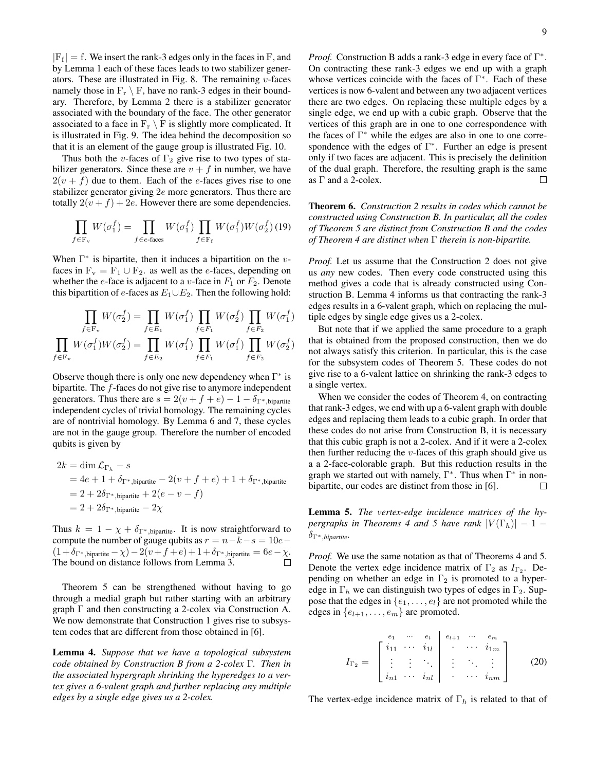$|\mathrm{F_f}| = \mathrm{f}$. We insert the rank-3 edges only in the faces in F, and by Lemma 1 each of these faces leads to two stabilizer generators. These are illustrated in Fig. 8. The remaining $v$-faces namely those in $\mathrm{F_r} \setminus \mathrm{F}$, have no rank-3 edges in their boundary. Therefore, by Lemma 2 there is a stabilizer generator associated with the boundary of the face. The other generator associated to a face in $\mathrm{F_r} \setminus \mathrm{F}$ is slightly more complicated. It is illustrated in Fig. 9. The idea behind the decomposition so that it is an element of the gauge group is illustrated Fig. 10.

Thus both the $v$-faces of $\Gamma_2$ give rise to two types of stabilizer generators. Since these are $v + f$ in number, we have $2(v + f)$ due to them. Each of the $e$-faces gives rise to one stabilizer generator giving $2e$ more generators. Thus there are totally $2(v + f) + 2e$. However there are some dependencies.

$$\prod_{f\in \mathrm{F_v}} W(\sigma_1^f) = \prod_{f\in e\text{-faces}} W(\sigma_1^f) \prod_{f\in \mathrm{F_f}} W(\sigma_1^f)W(\sigma_2^f) \quad (19)$$

When $\Gamma^*$ is bipartite, then it induces a bipartition on the $v$-faces in $\mathrm{F_v} = \mathrm{F}_1 \cup \mathrm{F}_2$. as well as the $e$-faces, depending on whether the $e$-face is adjacent to a $v$-face in $F_1$ or $F_2$. Denote this bipartition of $e$-faces as $E_1 \cup E_2$. Then the following hold:

$$\prod_{f\in \mathrm{F_v}} W(\sigma_2^f) = \prod_{f\in E_1} W(\sigma_1^f) \prod_{f\in F_1} W(\sigma_2^f) \prod_{f\in F_2} W(\sigma_1^f)$$

$$\prod_{f\in \mathrm{F_v}} W(\sigma_1^f)W(\sigma_2^f) = \prod_{f\in E_2} W(\sigma_1^f) \prod_{f\in F_1} W(\sigma_1^f) \prod_{f\in F_2} W(\sigma_2^f)$$

Observe though there is only one new dependency when $\Gamma^*$ is bipartite. The $f$-faces do not give rise to anymore independent generators. Thus there are $s = 2(v + f + e) - 1 - \delta_{\Gamma^*,\text{bipartite}}$ independent cycles of trivial homology. The remaining cycles are of nontrivial homology. By Lemma 6 and 7, these cycles are not in the gauge group. Therefore the number of encoded qubits is given by

$$\begin{aligned}
2k &= \dim \mathcal{L}_{\Gamma_h} - s \\
&= 4e + 1 + \delta_{\Gamma^*,\text{bipartite}} - 2(v + f + e) + 1 + \delta_{\Gamma^*,\text{bipartite}} \\
&= 2 + 2\delta_{\Gamma^*,\text{bipartite}} + 2(e - v - f) \\
&= 2 + 2\delta_{\Gamma^*,\text{bipartite}} - 2\chi
\end{aligned}$$

Thus $k = 1 - \chi + \delta_{\Gamma^*,\text{bipartite}}$. It is now straightforward to compute the number of gauge qubits as $r = n-k-s = 10e-(1+\delta_{\Gamma^*,\text{bipartite}}-\chi)-2(v+f+e)+1+\delta_{\Gamma^*,\text{bipartite}} = 6e-\chi$. The bound on distance follows from Lemma 3. □

Theorem 5 can be strengthened without having to go through a medial graph but rather starting with an arbitrary graph $\Gamma$ and then constructing a 2-colex via Construction A. We now demonstrate that Construction 1 gives rise to subsystem codes that are different from those obtained in [6].

**Lemma 4.** *Suppose that we have a topological subsystem code obtained by Construction B from a 2-colex $\Gamma$. Then in the associated hypergraph shrinking the hyperedges to a vertex gives a 6-valent graph and further replacing any multiple edges by a single edge gives us a 2-colex.*

*Proof.* Construction B adds a rank-3 edge in every face of $\Gamma^*$. On contracting these rank-3 edges we end up with a graph whose vertices coincide with the faces of $\Gamma^*$. Each of these vertices is now 6-valent and between any two adjacent vertices there are two edges. On replacing these multiple edges by a single edge, we end up with a cubic graph. Observe that the vertices of this graph are in one to one correspondence with the faces of $\Gamma^*$ while the edges are also in one to one correspondence with the edges of $\Gamma^*$. Further an edge is present only if two faces are adjacent. This is precisely the definition of the dual graph. Therefore, the resulting graph is the same as $\Gamma$ and a 2-colex. □

**Theorem 6.** *Construction 2 results in codes which cannot be constructed using Construction B. In particular, all the codes of Theorem 5 are distinct from Construction B and the codes of Theorem 4 are distinct when $\Gamma$ therein is non-bipartite.*

*Proof.* Let us assume that the Construction 2 does not give us *any* new codes. Then every code constructed using this method gives a code that is already constructed using Construction B. Lemma 4 informs us that contracting the rank-3 edges results in a 6-valent graph, which on replacing the multiple edges by single edge gives us a 2-colex.

But note that if we applied the same procedure to a graph that is obtained from the proposed construction, then we do not always satisfy this criterion. In particular, this is the case for the subsystem codes of Theorem 5. These codes do not give rise to a 6-valent lattice on shrinking the rank-3 edges to a single vertex.

When we consider the codes of Theorem 4, on contracting that rank-3 edges, we end with up a 6-valent graph with double edges and replacing them leads to a cubic graph. In order that these codes do not arise from Construction B, it is necessary that this cubic graph is not a 2-colex. And if it were a 2-colex then further reducing the $v$-faces of this graph should give us a a 2-face-colorable graph. But this reduction results in the graph we started out with namely, $\Gamma^*$. Thus when $\Gamma^*$ in non-bipartite, our codes are distinct from those in [6]. □

**Lemma 5.** *The vertex-edge incidence matrices of the hypergraphs in Theorems 4 and 5 have rank $|V(\Gamma_h)| - 1 - \delta_{\Gamma^*,\text{bipartite}}$.*

*Proof.* We use the same notation as that of Theorems 4 and 5. Denote the vertex edge incidence matrix of $\Gamma_2$ as $I_{\Gamma_2}$. Depending on whether an edge in $\Gamma_2$ is promoted to a hyperedge in $\Gamma_h$ we can distinguish two types of edges in $\Gamma_2$. Suppose that the edges in $\{e_1, \ldots, e_l\}$ are not promoted while the edges in $\{e_{l+1}, \ldots, e_m\}$ are promoted.

$$I_{\Gamma_2} = \begin{array}{c} \begin{array}{cccccc} e_1 & \cdots & e_l & e_{l+1} & \cdots & e_m \end{array} \\ \left[\begin{array}{ccc|ccc} i_{11} & \cdots & i_{1l} & \cdot & \cdots & i_{1m} \\ \vdots & \vdots & \ddots & \vdots & \ddots & \vdots \\ i_{n1} & \cdots & i_{nl} & \cdot & \cdots & i_{nm} \end{array}\right] \end{array} \quad (20)$$

The vertex-edge incidence matrix of $\Gamma_h$ is related to that of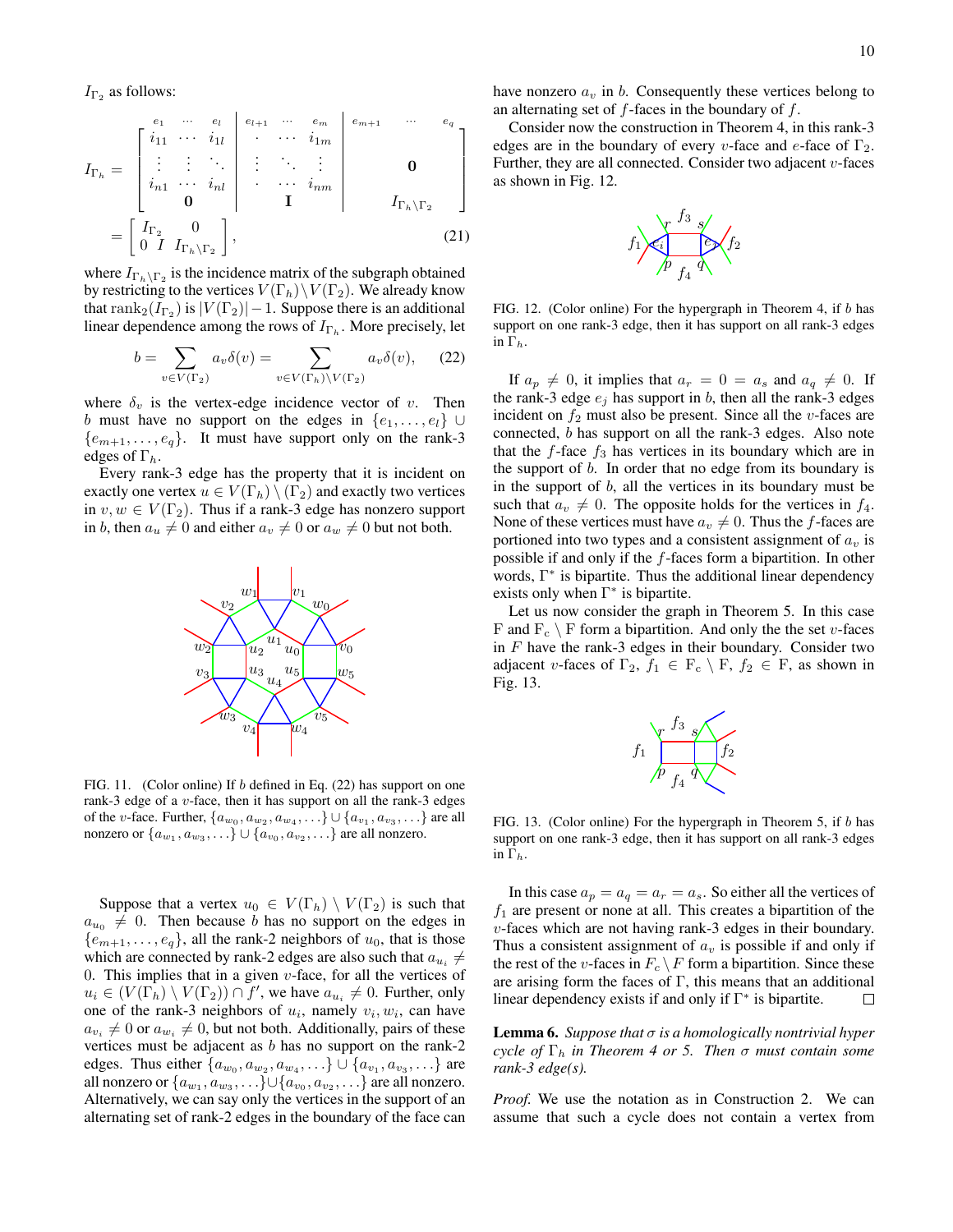$I_{\Gamma_2}$ as follows:

$$I_{\Gamma_h} = \left[\begin{array}{ccc|ccc|ccc} i_{11} & \cdots & i_{1l} & \cdot & \cdots & i_{1m} & & & \\ \vdots & \vdots & \ddots & \vdots & \ddots & \vdots & & \mathbf{0} & \\ i_{n1} & \cdots & i_{nl} & \cdot & \cdots & i_{nm} & & & \\ & \mathbf{0} & & & \mathbf{I} & & & I_{\Gamma_h\setminus\Gamma_2} & \end{array}\right] = \left[\begin{array}{cc} I_{\Gamma_2} & 0 \\ 0 \;\; I & I_{\Gamma_h\setminus\Gamma_2} \end{array}\right], \tag{21}$$

where the columns correspond to the edges $e_1, \ldots, e_l$, $e_{l+1}, \ldots, e_m$, $e_{m+1}, \ldots, e_q$, and $I_{\Gamma_h\setminus\Gamma_2}$ is the incidence matrix of the subgraph obtained by restricting to the vertices $V(\Gamma_h)\setminus V(\Gamma_2)$. We already know that $\text{rank}_2(I_{\Gamma_2})$ is $|V(\Gamma_2)|-1$. Suppose there is an additional linear dependence among the rows of $I_{\Gamma_h}$. More precisely, let

$$b = \sum_{v\in V(\Gamma_2)} a_v\delta(v) = \sum_{v\in V(\Gamma_h)\setminus V(\Gamma_2)} a_v\delta(v), \tag{22}$$

where $\delta_v$ is the vertex-edge incidence vector of $v$. Then $b$ must have no support on the edges in $\{e_1,\ldots,e_l\}\cup\{e_{m+1},\ldots,e_q\}$. It must have support only on the rank-3 edges of $\Gamma_h$.

Every rank-3 edge has the property that it is incident on exactly one vertex $u\in V(\Gamma_h)\setminus(\Gamma_2)$ and exactly two vertices in $v,w\in V(\Gamma_2)$. Thus if a rank-3 edge has nonzero support in $b$, then $a_u\neq 0$ and either $a_v\neq 0$ or $a_w\neq 0$ but not both.

FIG. 11. (Color online) If $b$ defined in Eq. (22) has support on one rank-3 edge of a $v$-face, then it has support on all the rank-3 edges of the $v$-face. Further, $\{a_{w_0},a_{w_2},a_{w_4},\ldots\}\cup\{a_{v_1},a_{v_3},\ldots\}$ are all nonzero or $\{a_{w_1},a_{w_3},\ldots\}\cup\{a_{v_0},a_{v_2},\ldots\}$ are all nonzero.

Suppose that a vertex $u_0\in V(\Gamma_h)\setminus V(\Gamma_2)$ is such that $a_{u_0}\neq 0$. Then because $b$ has no support on the edges in $\{e_{m+1},\ldots,e_q\}$, all the rank-2 neighbors of $u_0$, that is those which are connected by rank-2 edges are also such that $a_{u_i}\neq 0$. This implies that in a given $v$-face, for all the vertices of $u_i\in(V(\Gamma_h)\setminus V(\Gamma_2))\cap f'$, we have $a_{u_i}\neq 0$. Further, only one of the rank-3 neighbors of $u_i$, namely $v_i,w_i$, can have $a_{v_i}\neq 0$ or $a_{w_i}\neq 0$, but not both. Additionally, pairs of these vertices must be adjacent as $b$ has no support on the rank-2 edges. Thus either $\{a_{w_0},a_{w_2},a_{w_4},\ldots\}\cup\{a_{v_1},a_{v_3},\ldots\}$ are all nonzero or $\{a_{w_1},a_{w_3},\ldots\}\cup\{a_{v_0},a_{v_2},\ldots\}$ are all nonzero. Alternatively, we can say only the vertices in the support of an alternating set of rank-2 edges in the boundary of the face can have nonzero $a_v$ in $b$. Consequently these vertices belong to an alternating set of $f$-faces in the boundary of $f$.

Consider now the construction in Theorem 4, in this rank-3 edges are in the boundary of every $v$-face and $e$-face of $\Gamma_2$. Further, they are all connected. Consider two adjacent $v$-faces as shown in Fig. 12.

FIG. 12. (Color online) For the hypergraph in Theorem 4, if $b$ has support on one rank-3 edge, then it has support on all rank-3 edges in $\Gamma_h$.

If $a_p\neq 0$, it implies that $a_r=0=a_s$ and $a_q\neq 0$. If the rank-3 edge $e_j$ has support in $b$, then all the rank-3 edges incident on $f_2$ must also be present. Since all the $v$-faces are connected, $b$ has support on all the rank-3 edges. Also note that the $f$-face $f_3$ has vertices in its boundary which are in the support of $b$. In order that no edge from its boundary is in the support of $b$, all the vertices in its boundary must be such that $a_v\neq 0$. The opposite holds for the vertices in $f_4$. None of these vertices must have $a_v\neq 0$. Thus the $f$-faces are portioned into two types and a consistent assignment of $a_v$ is possible if and only if the $f$-faces form a bipartition. In other words, $\Gamma^*$ is bipartite. Thus the additional linear dependency exists only when $\Gamma^*$ is bipartite.

Let us now consider the graph in Theorem 5. In this case F and $\text{F}_\text{c}\setminus\text{F}$ form a bipartition. And only the set $v$-faces in $F$ have the rank-3 edges in their boundary. Consider two adjacent $v$-faces of $\Gamma_2$, $f_1\in\text{F}_\text{c}\setminus\text{F}$, $f_2\in\text{F}$, as shown in Fig. 13.

FIG. 13. (Color online) For the hypergraph in Theorem 5, if $b$ has support on one rank-3 edge, then it has support on all rank-3 edges in $\Gamma_h$.

In this case $a_p=a_q=a_r=a_s$. So either all the vertices of $f_1$ are present or none at all. This creates a bipartition of the $v$-faces which are not having rank-3 edges in their boundary. Thus a consistent assignment of $a_v$ is possible if and only if the rest of the $v$-faces in $F_c\setminus F$ form a bipartition. Since these are arising form the faces of $\Gamma$, this means that an additional linear dependency exists if and only if $\Gamma^*$ is bipartite. □

**Lemma 6.** *Suppose that $\sigma$ is a homologically nontrivial hyper cycle of $\Gamma_h$ in Theorem 4 or 5. Then $\sigma$ must contain some rank-3 edge(s).*

*Proof.* We use the notation as in Construction 2. We can assume that such a cycle does not contain a vertex from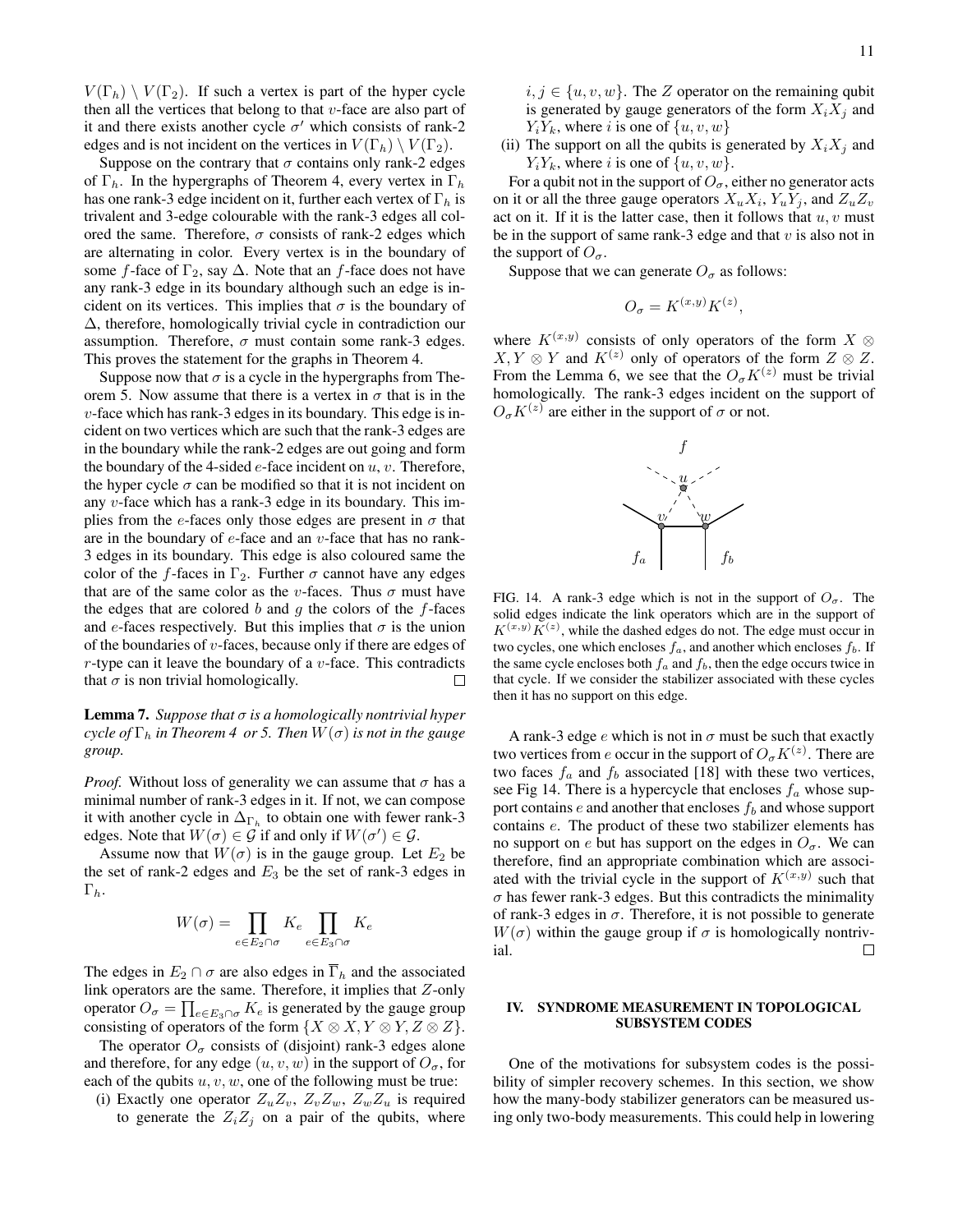$V(\Gamma_h) \setminus V(\Gamma_2)$. If such a vertex is part of the hyper cycle then all the vertices that belong to that $v$-face are also part of it and there exists another cycle $\sigma'$ which consists of rank-2 edges and is not incident on the vertices in $V(\Gamma_h) \setminus V(\Gamma_2)$.

Suppose on the contrary that $\sigma$ contains only rank-2 edges of $\Gamma_h$. In the hypergraphs of Theorem 4, every vertex in $\Gamma_h$ has one rank-3 edge incident on it, further each vertex of $\Gamma_h$ is trivalent and 3-edge colourable with the rank-3 edges all colored the same. Therefore, $\sigma$ consists of rank-2 edges which are alternating in color. Every vertex is in the boundary of some $f$-face of $\Gamma_2$, say $\Delta$. Note that an $f$-face does not have any rank-3 edge in its boundary although such an edge is incident on its vertices. This implies that $\sigma$ is the boundary of $\Delta$, therefore, homologically trivial cycle in contradiction our assumption. Therefore, $\sigma$ must contain some rank-3 edges. This proves the statement for the graphs in Theorem 4.

Suppose now that $\sigma$ is a cycle in the hypergraphs from Theorem 5. Now assume that there is a vertex in $\sigma$ that is in the $v$-face which has rank-3 edges in its boundary. This edge is incident on two vertices which are such that the rank-3 edges are in the boundary while the rank-2 edges are out going and form the boundary of the 4-sided $e$-face incident on $u$, $v$. Therefore, the hyper cycle $\sigma$ can be modified so that it is not incident on any $v$-face which has a rank-3 edge in its boundary. This implies from the $e$-faces only those edges are present in $\sigma$ that are in the boundary of $e$-face and an $v$-face that has no rank-3 edges in its boundary. This edge is also coloured same the color of the $f$-faces in $\Gamma_2$. Further $\sigma$ cannot have any edges that are of the same color as the $v$-faces. Thus $\sigma$ must have the edges that are colored $b$ and $g$ the colors of the $f$-faces and $e$-faces respectively. But this implies that $\sigma$ is the union of the boundaries of $v$-faces, because only if there are edges of $r$-type can it leave the boundary of a $v$-face. This contradicts that $\sigma$ is non trivial homologically. ∎

**Lemma 7.** *Suppose that $\sigma$ is a homologically nontrivial hyper cycle of $\Gamma_h$ in Theorem 4 or 5. Then $W(\sigma)$ is not in the gauge group.*

*Proof.* Without loss of generality we can assume that $\sigma$ has a minimal number of rank-3 edges in it. If not, we can compose it with another cycle in $\Delta_{\Gamma_h}$ to obtain one with fewer rank-3 edges. Note that $W(\sigma) \in \mathcal{G}$ if and only if $W(\sigma') \in \mathcal{G}$.

Assume now that $W(\sigma)$ is in the gauge group. Let $E_2$ be the set of rank-2 edges and $E_3$ be the set of rank-3 edges in $\Gamma_h$.

$$W(\sigma) = \prod_{e \in E_2 \cap \sigma} K_e \prod_{e \in E_3 \cap \sigma} K_e$$

The edges in $E_2 \cap \sigma$ are also edges in $\overline{\Gamma}_h$ and the associated link operators are the same. Therefore, it implies that $Z$-only operator $O_\sigma = \prod_{e \in E_3 \cap \sigma} K_e$ is generated by the gauge group consisting of operators of the form $\{X \otimes X, Y \otimes Y, Z \otimes Z\}$.

The operator $O_\sigma$ consists of (disjoint) rank-3 edges alone and therefore, for any edge $(u, v, w)$ in the support of $O_\sigma$, for each of the qubits $u, v, w$, one of the following must be true:

(i) Exactly one operator $Z_uZ_v$, $Z_vZ_w$, $Z_wZ_u$ is required to generate the $Z_iZ_j$ on a pair of the qubits, where $i, j \in \{u, v, w\}$. The $Z$ operator on the remaining qubit is generated by gauge generators of the form $X_iX_j$ and $Y_iY_k$, where $i$ is one of $\{u, v, w\}$

(ii) The support on all the qubits is generated by $X_iX_j$ and $Y_iY_k$, where $i$ is one of $\{u, v, w\}$.

For a qubit not in the support of $O_\sigma$, either no generator acts on it or all the three gauge operators $X_uX_i$, $Y_uY_j$, and $Z_uZ_v$ act on it. If it is the latter case, then it follows that $u, v$ must be in the support of same rank-3 edge and that $v$ is also not in the support of $O_\sigma$.

Suppose that we can generate $O_\sigma$ as follows:

$$O_\sigma = K^{(x,y)}K^{(z)},$$

where $K^{(x,y)}$ consists of only operators of the form $X \otimes X, Y \otimes Y$ and $K^{(z)}$ only of operators of the form $Z \otimes Z$. From the Lemma 6, we see that the $O_\sigma K^{(z)}$ must be trivial homologically. The rank-3 edges incident on the support of $O_\sigma K^{(z)}$ are either in the support of $\sigma$ or not.

FIG. 14. A rank-3 edge which is not in the support of $O_\sigma$. The solid edges indicate the link operators which are in the support of $K^{(x,y)}K^{(z)}$, while the dashed edges do not. The edge must occur in two cycles, one which encloses $f_a$, and another which encloses $f_b$. If the same cycle encloses both $f_a$ and $f_b$, then the edge occurs twice in that cycle. If we consider the stabilizer associated with these cycles then it has no support on this edge.

A rank-3 edge $e$ which is not in $\sigma$ must be such that exactly two vertices from $e$ occur in the support of $O_\sigma K^{(z)}$. There are two faces $f_a$ and $f_b$ associated [18] with these two vertices, see Fig 14. There is a hypercycle that encloses $f_a$ whose support contains $e$ and another that encloses $f_b$ and whose support contains $e$. The product of these two stabilizer elements has no support on $e$ but has support on the edges in $O_\sigma$. We can therefore, find an appropriate combination which are associated with the trivial cycle in the support of $K^{(x,y)}$ such that $\sigma$ has fewer rank-3 edges. But this contradicts the minimality of rank-3 edges in $\sigma$. Therefore, it is not possible to generate $W(\sigma)$ within the gauge group if $\sigma$ is homologically nontrivial. ∎

## IV. SYNDROME MEASUREMENT IN TOPOLOGICAL SUBSYSTEM CODES

One of the motivations for subsystem codes is the possibility of simpler recovery schemes. In this section, we show how the many-body stabilizer generators can be measured using only two-body measurements. This could help in lowering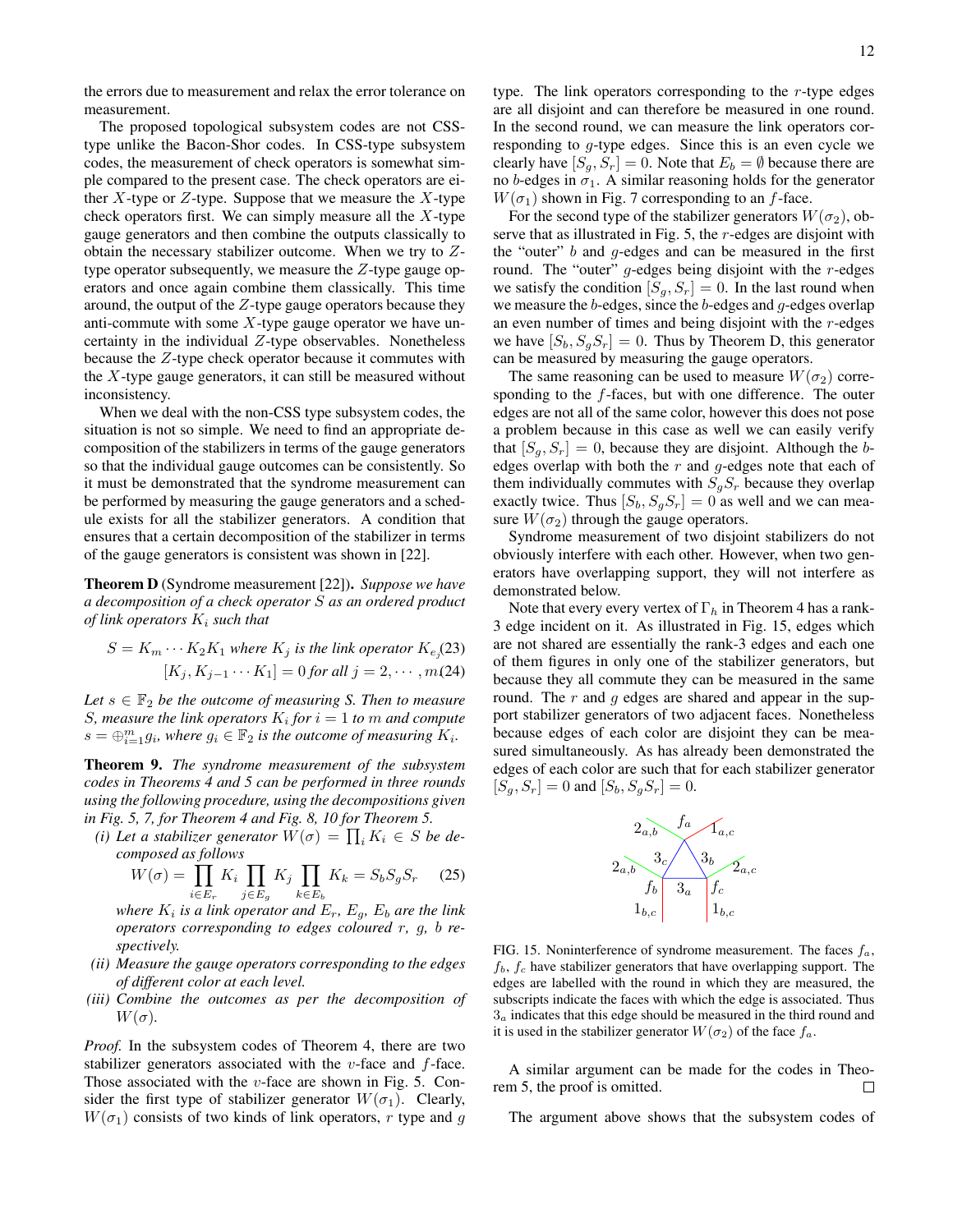the errors due to measurement and relax the error tolerance on measurement.

The proposed topological subsystem codes are not CSS-type unlike the Bacon-Shor codes. In CSS-type subsystem codes, the measurement of check operators is somewhat simple compared to the present case. The check operators are either $X$-type or $Z$-type. Suppose that we measure the $X$-type check operators first. We can simply measure all the $X$-type gauge generators and then combine the outputs classically to obtain the necessary stabilizer outcome. When we try to $Z$-type operator subsequently, we measure the $Z$-type gauge operators and once again combine them classically. This time around, the output of the $Z$-type gauge operators because they anti-commute with some $X$-type gauge operator we have uncertainty in the individual $Z$-type observables. Nonetheless because the $Z$-type check operator because it commutes with the $X$-type gauge generators, it can still be measured without inconsistency.

When we deal with the non-CSS type subsystem codes, the situation is not so simple. We need to find an appropriate decomposition of the stabilizers in terms of the gauge generators so that the individual gauge outcomes can be consistently. So it must be demonstrated that the syndrome measurement can be performed by measuring the gauge generators and a schedule exists for all the stabilizer generators. A condition that ensures that a certain decomposition of the stabilizer in terms of the gauge generators is consistent was shown in [22].

**Theorem D** (Syndrome measurement [22]). *Suppose we have a decomposition of a check operator $S$ as an ordered product of link operators $K_i$ such that*

$$S = K_m \cdots K_2 K_1 \text{ where } K_j \text{ is the link operator } K_{e_j} \quad (23)$$

$$[K_j, K_{j-1} \cdots K_1] = 0 \text{ for all } j = 2, \cdots, m \quad (24)$$

*Let $s \in \mathbb{F}_2$ be the outcome of measuring $S$. Then to measure $S$, measure the link operators $K_i$ for $i = 1$ to $m$ and compute $s = \oplus_{i=1}^m g_i$, where $g_i \in \mathbb{F}_2$ is the outcome of measuring $K_i$.*

**Theorem 9.** *The syndrome measurement of the subsystem codes in Theorems 4 and 5 can be performed in three rounds using the following procedure, using the decompositions given in Fig. 5, 7, for Theorem 4 and Fig. 8, 10 for Theorem 5.*

*(i) Let a stabilizer generator $W(\sigma) = \prod_i K_i \in S$ be decomposed as follows*

$$W(\sigma) = \prod_{i\in E_r} K_i \prod_{j\in E_g} K_j \prod_{k\in E_b} K_k = S_b S_g S_r \quad (25)$$

*where $K_i$ is a link operator and $E_r$, $E_g$, $E_b$ are the link operators corresponding to edges coloured $r$, $g$, $b$ respectively.*

*(ii) Measure the gauge operators corresponding to the edges of different color at each level.*

*(iii) Combine the outcomes as per the decomposition of $W(\sigma)$.*

*Proof.* In the subsystem codes of Theorem 4, there are two stabilizer generators associated with the $v$-face and $f$-face. Those associated with the $v$-face are shown in Fig. 5. Consider the first type of stabilizer generator $W(\sigma_1)$. Clearly, $W(\sigma_1)$ consists of two kinds of link operators, $r$ type and $g$ type. The link operators corresponding to the $r$-type edges are all disjoint and can therefore be measured in one round. In the second round, we can measure the link operators corresponding to $g$-type edges. Since this is an even cycle we clearly have $[S_g, S_r] = 0$. Note that $E_b = \emptyset$ because there are no $b$-edges in $\sigma_1$. A similar reasoning holds for the generator $W(\sigma_1)$ shown in Fig. 7 corresponding to an $f$-face.

For the second type of the stabilizer generators $W(\sigma_2)$, observe that as illustrated in Fig. 5, the $r$-edges are disjoint with the "outer" $b$ and $g$-edges and can be measured in the first round. The "outer" $g$-edges being disjoint with the $r$-edges we satisfy the condition $[S_g, S_r] = 0$. In the last round when we measure the $b$-edges, since the $b$-edges and $g$-edges overlap an even number of times and being disjoint with the $r$-edges we have $[S_b, S_g S_r] = 0$. Thus by Theorem D, this generator can be measured by measuring the gauge operators.

The same reasoning can be used to measure $W(\sigma_2)$ corresponding to the $f$-faces, but with one difference. The outer edges are not all of the same color, however this does not pose a problem because in this case as well we can easily verify that $[S_g, S_r] = 0$, because they are disjoint. Although the $b$-edges overlap with both the $r$ and $g$-edges note that each of them individually commutes with $S_g S_r$ because they overlap exactly twice. Thus $[S_b, S_g S_r] = 0$ as well and we can measure $W(\sigma_2)$ through the gauge operators.

Syndrome measurement of two disjoint stabilizers do not obviously interfere with each other. However, when two generators have overlapping support, they will not interfere as demonstrated below.

Note that every every vertex of $\Gamma_h$ in Theorem 4 has a rank-3 edge incident on it. As illustrated in Fig. 15, edges which are not shared are essentially the rank-3 edges and each one of them figures in only one of the stabilizer generators, but because they all commute they can be measured in the same round. The $r$ and $g$ edges are shared and appear in the support stabilizer generators of two adjacent faces. Nonetheless because edges of each color are disjoint they can be measured simultaneously. As has already been demonstrated the edges of each color are such that for each stabilizer generator $[S_g, S_r] = 0$ and $[S_b, S_g S_r] = 0$.

FIG. 15. Noninterference of syndrome measurement. The faces $f_a$, $f_b$, $f_c$ have stabilizer generators that have overlapping support. The edges are labelled with the round in which they are measured, the subscripts indicate the faces with which the edge is associated. Thus $3_a$ indicates that this edge should be measured in the third round and it is used in the stabilizer generator $W(\sigma_2)$ of the face $f_a$.

A similar argument can be made for the codes in Theorem 5, the proof is omitted. ∎

The argument above shows that the subsystem codes of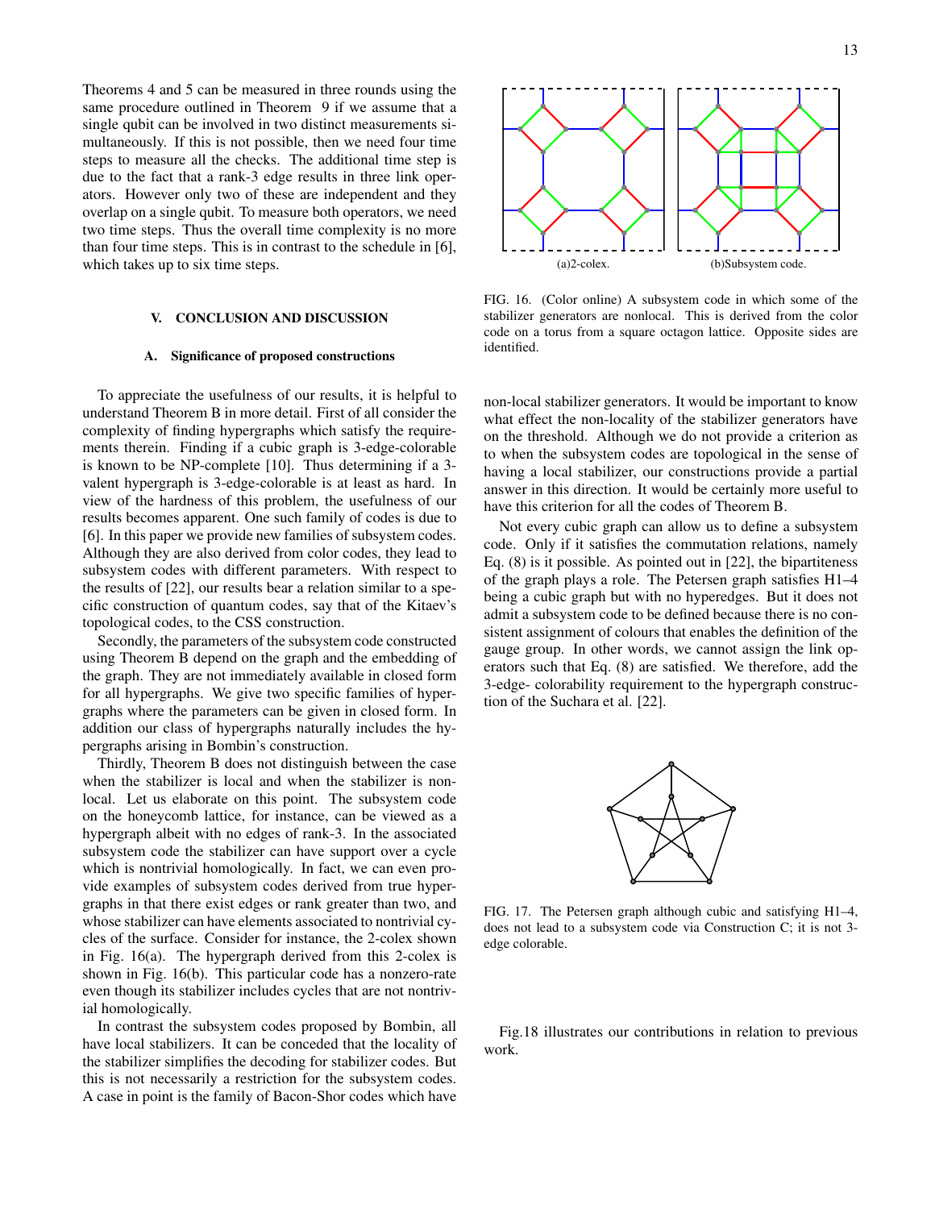Theorems 4 and 5 can be measured in three rounds using the same procedure outlined in Theorem 9 if we assume that a single qubit can be involved in two distinct measurements simultaneously. If this is not possible, then we need four time steps to measure all the checks. The additional time step is due to the fact that a rank-3 edge results in three link operators. However only two of these are independent and they overlap on a single qubit. To measure both operators, we need two time steps. Thus the overall time complexity is no more than four time steps. This is in contrast to the schedule in [6], which takes up to six time steps.

## V. CONCLUSION AND DISCUSSION

### A. Significance of proposed constructions

To appreciate the usefulness of our results, it is helpful to understand Theorem B in more detail. First of all consider the complexity of finding hypergraphs which satisfy the requirements therein. Finding if a cubic graph is 3-edge-colorable is known to be NP-complete [10]. Thus determining if a 3-valent hypergraph is 3-edge-colorable is at least as hard. In view of the hardness of this problem, the usefulness of our results becomes apparent. One such family of codes is due to [6]. In this paper we provide new families of subsystem codes. Although they are also derived from color codes, they lead to subsystem codes with different parameters. With respect to the results of [22], our results bear a relation similar to a specific construction of quantum codes, say that of the Kitaev's topological codes, to the CSS construction.

Secondly, the parameters of the subsystem code constructed using Theorem B depend on the graph and the embedding of the graph. They are not immediately available in closed form for all hypergraphs. We give two specific families of hypergraphs where the parameters can be given in closed form. In addition our class of hypergraphs naturally includes the hypergraphs arising in Bombin's construction.

Thirdly, Theorem B does not distinguish between the case when the stabilizer is local and when the stabilizer is nonlocal. Let us elaborate on this point. The subsystem code on the honeycomb lattice, for instance, can be viewed as a hypergraph albeit with no edges of rank-3. In the associated subsystem code the stabilizer can have support over a cycle which is nontrivial homologically. In fact, we can even provide examples of subsystem codes derived from true hypergraphs in that there exist edges or rank greater than two, and whose stabilizer can have elements associated to nontrivial cycles of the surface. Consider for instance, the 2-colex shown in Fig. 16(a). The hypergraph derived from this 2-colex is shown in Fig. 16(b). This particular code has a nonzero-rate even though its stabilizer includes cycles that are not nontrivial homologically.

In contrast the subsystem codes proposed by Bombin, all have local stabilizers. It can be conceded that the locality of the stabilizer simplifies the decoding for stabilizer codes. But this is not necessarily a restriction for the subsystem codes. A case in point is the family of Bacon-Shor codes which have

(a)2-colex. (b)Subsystem code.

FIG. 16. (Color online) A subsystem code in which some of the stabilizer generators are nonlocal. This is derived from the color code on a torus from a square octagon lattice. Opposite sides are identified.

non-local stabilizer generators. It would be important to know what effect the non-locality of the stabilizer generators have on the threshold. Although we do not provide a criterion as to when the subsystem codes are topological in the sense of having a local stabilizer, our constructions provide a partial answer in this direction. It would be certainly more useful to have this criterion for all the codes of Theorem B.

Not every cubic graph can allow us to define a subsystem code. Only if it satisfies the commutation relations, namely Eq. (8) is it possible. As pointed out in [22], the bipartiteness of the graph plays a role. The Petersen graph satisfies H1–4 being a cubic graph but with no hyperedges. But it does not admit a subsystem code to be defined because there is no consistent assignment of colours that enables the definition of the gauge group. In other words, we cannot assign the link operators such that Eq. (8) are satisfied. We therefore, add the 3-edge- colorability requirement to the hypergraph construction of the Suchara et al. [22].

FIG. 17. The Petersen graph although cubic and satisfying H1–4, does not lead to a subsystem code via Construction C; it is not 3-edge colorable.

Fig.18 illustrates our contributions in relation to previous work.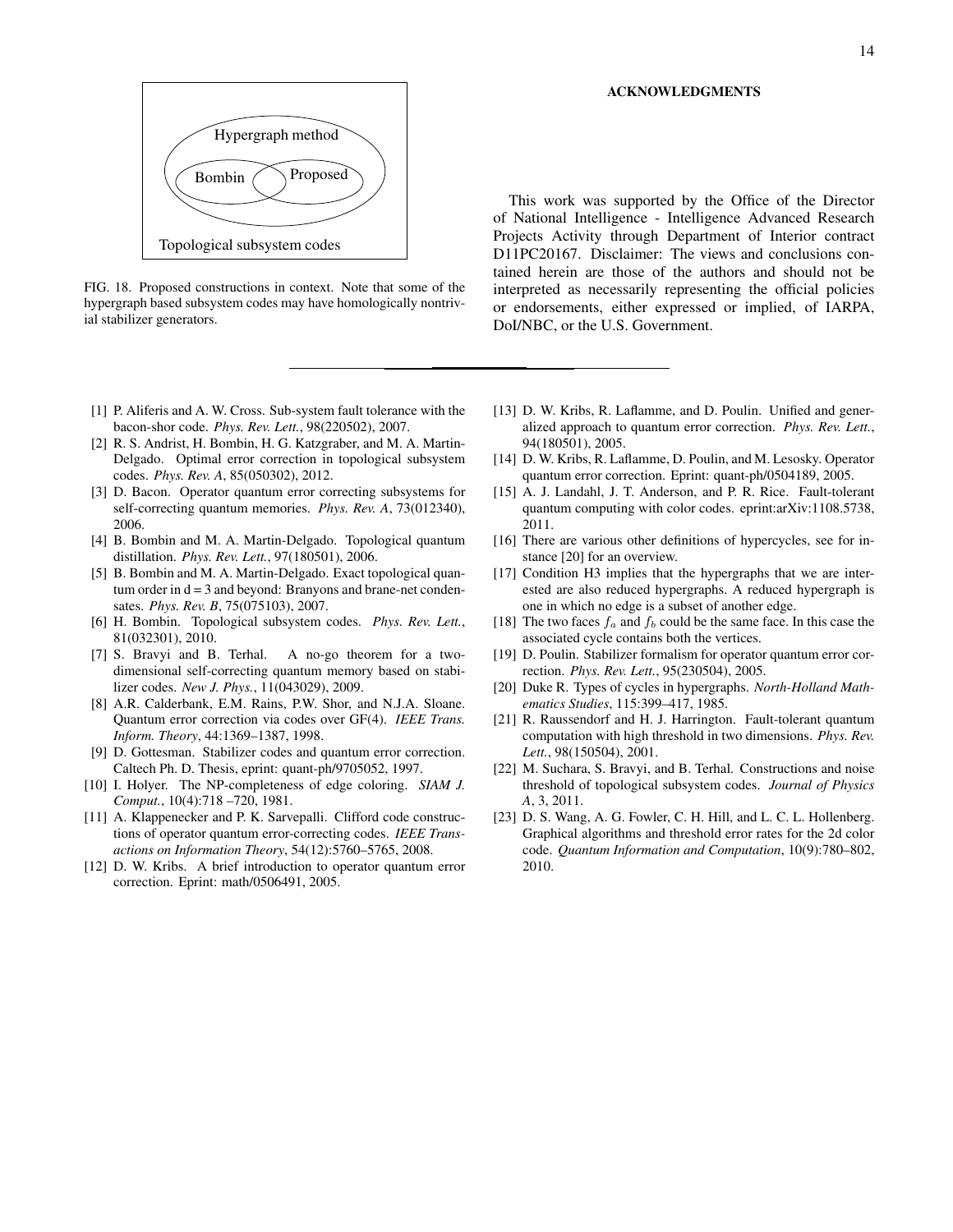Hypergraph method

Bombin

Proposed

Topological subsystem codes

FIG. 18. Proposed constructions in context. Note that some of the hypergraph based subsystem codes may have homologically nontrivial stabilizer generators.

## ACKNOWLEDGMENTS

This work was supported by the Office of the Director of National Intelligence - Intelligence Advanced Research Projects Activity through Department of Interior contract D11PC20167. Disclaimer: The views and conclusions contained herein are those of the authors and should not be interpreted as necessarily representing the official policies or endorsements, either expressed or implied, of IARPA, DoI/NBC, or the U.S. Government.

---

[1] P. Aliferis and A. W. Cross. Sub-system fault tolerance with the bacon-shor code. *Phys. Rev. Lett.*, 98(220502), 2007.

[2] R. S. Andrist, H. Bombin, H. G. Katzgraber, and M. A. Martin-Delgado. Optimal error correction in topological subsystem codes. *Phys. Rev. A*, 85(050302), 2012.

[3] D. Bacon. Operator quantum error correcting subsystems for self-correcting quantum memories. *Phys. Rev. A*, 73(012340), 2006.

[4] B. Bombin and M. A. Martin-Delgado. Topological quantum distillation. *Phys. Rev. Lett.*, 97(180501), 2006.

[5] B. Bombin and M. A. Martin-Delgado. Exact topological quantum order in d = 3 and beyond: Branyons and brane-net condensates. *Phys. Rev. B*, 75(075103), 2007.

[6] H. Bombin. Topological subsystem codes. *Phys. Rev. Lett.*, 81(032301), 2010.

[7] S. Bravyi and B. Terhal. A no-go theorem for a two-dimensional self-correcting quantum memory based on stabilizer codes. *New J. Phys.*, 11(043029), 2009.

[8] A.R. Calderbank, E.M. Rains, P.W. Shor, and N.J.A. Sloane. Quantum error correction via codes over GF(4). *IEEE Trans. Inform. Theory*, 44:1369–1387, 1998.

[9] D. Gottesman. Stabilizer codes and quantum error correction. Caltech Ph. D. Thesis, eprint: quant-ph/9705052, 1997.

[10] I. Holyer. The NP-completeness of edge coloring. *SIAM J. Comput.*, 10(4):718 –720, 1981.

[11] A. Klappenecker and P. K. Sarvepalli. Clifford code constructions of operator quantum error-correcting codes. *IEEE Transactions on Information Theory*, 54(12):5760–5765, 2008.

[12] D. W. Kribs. A brief introduction to operator quantum error correction. Eprint: math/0506491, 2005.

[13] D. W. Kribs, R. Laflamme, and D. Poulin. Unified and generalized approach to quantum error correction. *Phys. Rev. Lett.*, 94(180501), 2005.

[14] D. W. Kribs, R. Laflamme, D. Poulin, and M. Lesosky. Operator quantum error correction. Eprint: quant-ph/0504189, 2005.

[15] A. J. Landahl, J. T. Anderson, and P. R. Rice. Fault-tolerant quantum computing with color codes. eprint:arXiv:1108.5738, 2011.

[16] There are various other definitions of hypercycles, see for instance [20] for an overview.

[17] Condition H3 implies that the hypergraphs that we are interested are also reduced hypergraphs. A reduced hypergraph is one in which no edge is a subset of another edge.

[18] The two faces $f_a$ and $f_b$ could be the same face. In this case the associated cycle contains both the vertices.

[19] D. Poulin. Stabilizer formalism for operator quantum error correction. *Phys. Rev. Lett.*, 95(230504), 2005.

[20] Duke R. Types of cycles in hypergraphs. *North-Holland Mathematics Studies*, 115:399–417, 1985.

[21] R. Raussendorf and H. J. Harrington. Fault-tolerant quantum computation with high threshold in two dimensions. *Phys. Rev. Lett.*, 98(150504), 2001.

[22] M. Suchara, S. Bravyi, and B. Terhal. Constructions and noise threshold of topological subsystem codes. *Journal of Physics A*, 3, 2011.

[23] D. S. Wang, A. G. Fowler, C. H. Hill, and L. C. L. Hollenberg. Graphical algorithms and threshold error rates for the 2d color code. *Quantum Information and Computation*, 10(9):780–802, 2010.